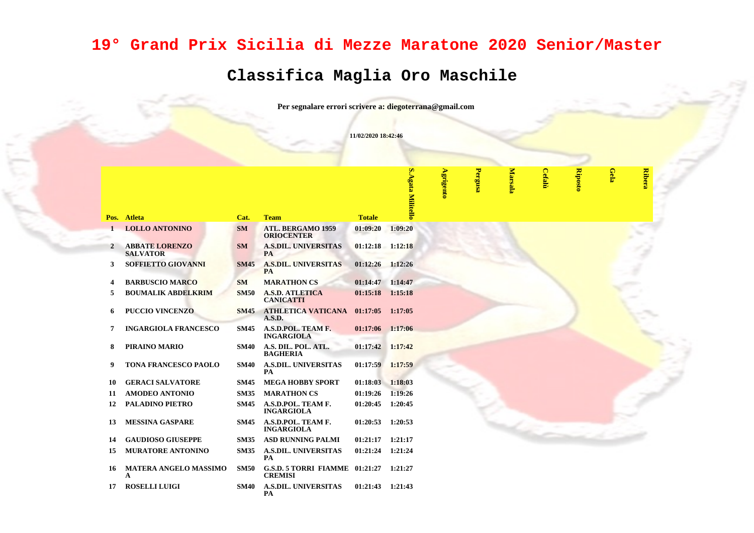# 19° Grand Prix Sicilia di Mezze Maratone 2020 Senior/Master

## Classifica Maglia Oro Maschile

**Per segnalare errori scrivere a: diegoterrana@gmail.com**

**11/02/2020 18:42:46**

| Pos. | Atleta | Cat. | Team | Totale | S.Agata Militello | Agrigento | Pergusa | Marsala | Cefalù | Riposto | Gela | Ribera |
|---|---|---|---|---|---|---|---|---|---|---|---|---|
| 1 | LOLLO ANTONINO | SM | ATL. BERGAMO 1959 ORIOCENTER | 01:09:20 | 1:09:20 | | | | | | | |
| 2 | ABBATE LORENZO SALVATOR | SM | A.S.DIL. UNIVERSITAS PA | 01:12:18 | 1:12:18 | | | | | | | |
| 3 | SOFFIETTO GIOVANNI | SM45 | A.S.DIL. UNIVERSITAS PA | 01:12:26 | 1:12:26 | | | | | | | |
| 4 | BARBUSCIO MARCO | SM | MARATHON CS | 01:14:47 | 1:14:47 | | | | | | | |
| 5 | BOUMALIK ABDELKRIM | SM50 | A.S.D. ATLETICA CANICATTI | 01:15:18 | 1:15:18 | | | | | | | |
| 6 | PUCCIO VINCENZO | SM45 | ATHLETICA VATICANA A.S.D. | 01:17:05 | 1:17:05 | | | | | | | |
| 7 | INGARGIOLA FRANCESCO | SM45 | A.S.D.POL. TEAM F. INGARGIOLA | 01:17:06 | 1:17:06 | | | | | | | |
| 8 | PIRAINO MARIO | SM40 | A.S. DIL. POL. ATL. BAGHERIA | 01:17:42 | 1:17:42 | | | | | | | |
| 9 | TONA FRANCESCO PAOLO | SM40 | A.S.DIL. UNIVERSITAS PA | 01:17:59 | 1:17:59 | | | | | | | |
| 10 | GERACI SALVATORE | SM45 | MEGA HOBBY SPORT | 01:18:03 | 1:18:03 | | | | | | | |
| 11 | AMODEO ANTONIO | SM35 | MARATHON CS | 01:19:26 | 1:19:26 | | | | | | | |
| 12 | PALADINO PIETRO | SM45 | A.S.D.POL. TEAM F. INGARGIOLA | 01:20:45 | 1:20:45 | | | | | | | |
| 13 | MESSINA GASPARE | SM45 | A.S.D.POL. TEAM F. INGARGIOLA | 01:20:53 | 1:20:53 | | | | | | | |
| 14 | GAUDIOSO GIUSEPPE | SM35 | ASD RUNNING PALMI | 01:21:17 | 1:21:17 | | | | | | | |
| 15 | MURATORE ANTONINO | SM35 | A.S.DIL. UNIVERSITAS PA | 01:21:24 | 1:21:24 | | | | | | | |
| 16 | MATERA ANGELO MASSIMO A | SM50 | G.S.D. 5 TORRI FIAMME CREMISI | 01:21:27 | 1:21:27 | | | | | | | |
| 17 | ROSELLI LUIGI | SM40 | A.S.DIL. UNIVERSITAS PA | 01:21:43 | 1:21:43 | | | | | | | |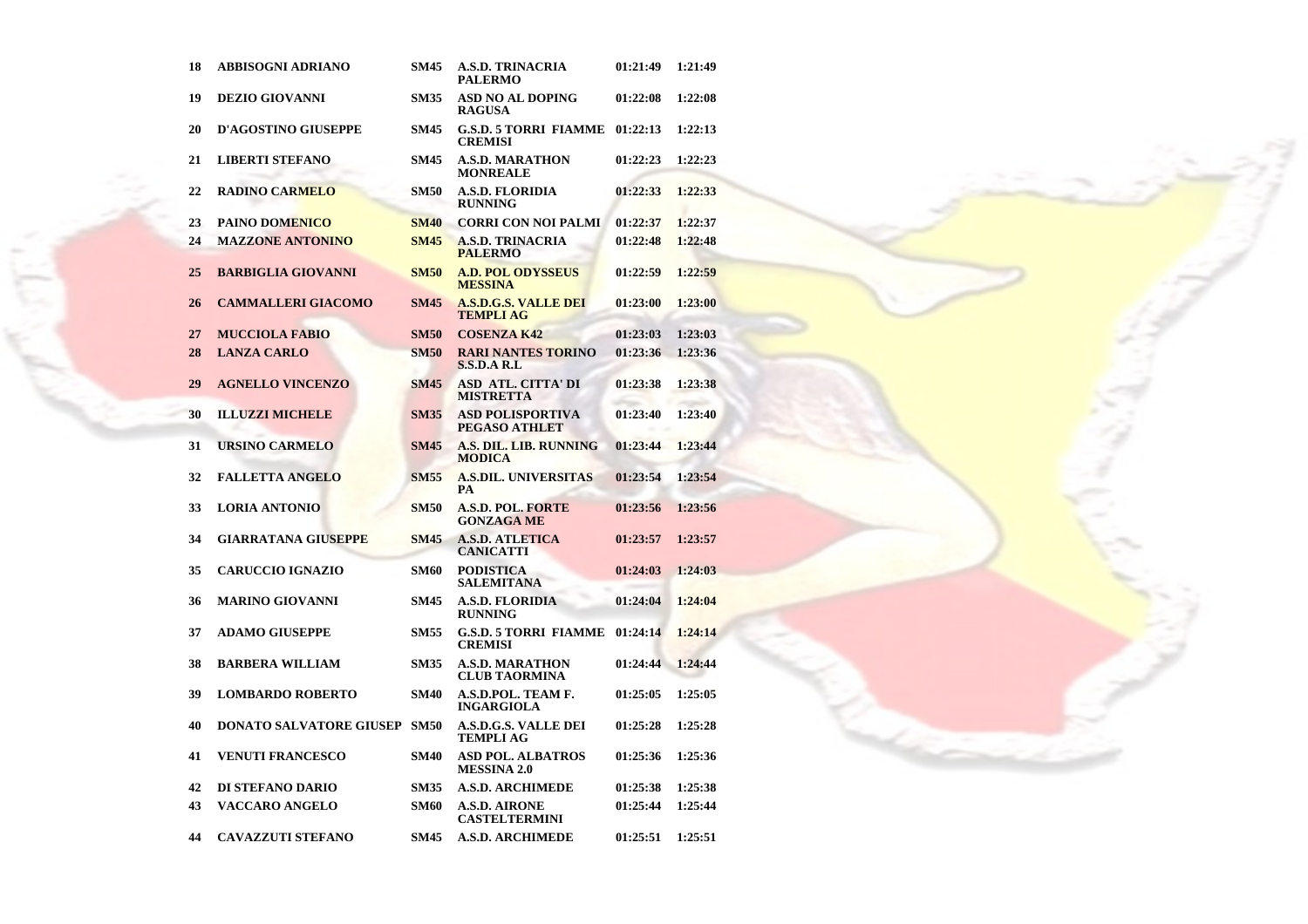| | | | | | |
|---|---|---|---|---|---|
| 18 | ABBISOGNI ADRIANO | SM45 | A.S.D. TRINACRIA PALERMO | 01:21:49 | 1:21:49 |
| 19 | DEZIO GIOVANNI | SM35 | ASD NO AL DOPING RAGUSA | 01:22:08 | 1:22:08 |
| 20 | D'AGOSTINO GIUSEPPE | SM45 | G.S.D. 5 TORRI FIAMME CREMISI | 01:22:13 | 1:22:13 |
| 21 | LIBERTI STEFANO | SM45 | A.S.D. MARATHON MONREALE | 01:22:23 | 1:22:23 |
| 22 | RADINO CARMELO | SM50 | A.S.D. FLORIDIA RUNNING | 01:22:33 | 1:22:33 |
| 23 | PAINO DOMENICO | SM40 | CORRI CON NOI PALMI | 01:22:37 | 1:22:37 |
| 24 | MAZZONE ANTONINO | SM45 | A.S.D. TRINACRIA PALERMO | 01:22:48 | 1:22:48 |
| 25 | BARBIGLIA GIOVANNI | SM50 | A.D. POL ODYSSEUS MESSINA | 01:22:59 | 1:22:59 |
| 26 | CAMMALLERI GIACOMO | SM45 | A.S.D.G.S. VALLE DEI TEMPLI AG | 01:23:00 | 1:23:00 |
| 27 | MUCCIOLA FABIO | SM50 | COSENZA K42 | 01:23:03 | 1:23:03 |
| 28 | LANZA CARLO | SM50 | RARI NANTES TORINO S.S.D.A R.L | 01:23:36 | 1:23:36 |
| 29 | AGNELLO VINCENZO | SM45 | ASD ATL. CITTA' DI MISTRETTA | 01:23:38 | 1:23:38 |
| 30 | ILLUZZI MICHELE | SM35 | ASD POLISPORTIVA PEGASO ATHLET | 01:23:40 | 1:23:40 |
| 31 | URSINO CARMELO | SM45 | A.S. DIL. LIB. RUNNING MODICA | 01:23:44 | 1:23:44 |
| 32 | FALLETTA ANGELO | SM55 | A.S.DIL. UNIVERSITAS PA | 01:23:54 | 1:23:54 |
| 33 | LORIA ANTONIO | SM50 | A.S.D. POL. FORTE GONZAGA ME | 01:23:56 | 1:23:56 |
| 34 | GIARRATANA GIUSEPPE | SM45 | A.S.D. ATLETICA CANICATTI | 01:23:57 | 1:23:57 |
| 35 | CARUCCIO IGNAZIO | SM60 | PODISTICA SALEMITANA | 01:24:03 | 1:24:03 |
| 36 | MARINO GIOVANNI | SM45 | A.S.D. FLORIDIA RUNNING | 01:24:04 | 1:24:04 |
| 37 | ADAMO GIUSEPPE | SM55 | G.S.D. 5 TORRI FIAMME CREMISI | 01:24:14 | 1:24:14 |
| 38 | BARBERA WILLIAM | SM35 | A.S.D. MARATHON CLUB TAORMINA | 01:24:44 | 1:24:44 |
| 39 | LOMBARDO ROBERTO | SM40 | A.S.D.POL. TEAM F. INGARGIOLA | 01:25:05 | 1:25:05 |
| 40 | DONATO SALVATORE GIUSEP | SM50 | A.S.D.G.S. VALLE DEI TEMPLI AG | 01:25:28 | 1:25:28 |
| 41 | VENUTI FRANCESCO | SM40 | ASD POL. ALBATROS MESSINA 2.0 | 01:25:36 | 1:25:36 |
| 42 | DI STEFANO DARIO | SM35 | A.S.D. ARCHIMEDE | 01:25:38 | 1:25:38 |
| 43 | VACCARO ANGELO | SM60 | A.S.D. AIRONE CASTELTERMINI | 01:25:44 | 1:25:44 |
| 44 | CAVAZZUTI STEFANO | SM45 | A.S.D. ARCHIMEDE | 01:25:51 | 1:25:51 |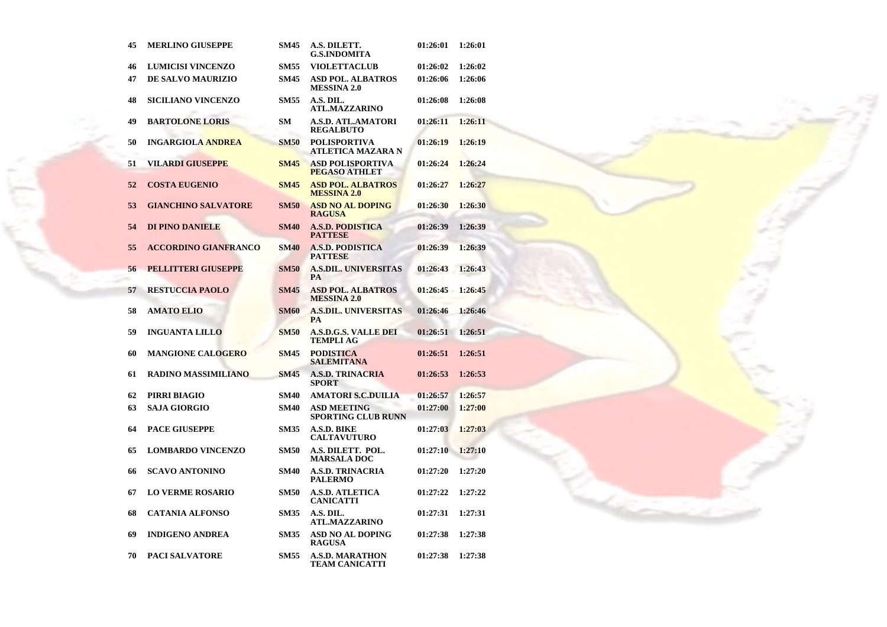| 45 | MERLINO GIUSEPPE | SM45 | A.S. DILETT. G.S.INDOMITA | 01:26:01 | 1:26:01 |
|---|---|---|---|---|---|
| 46 | LUMICISI VINCENZO | SM55 | VIOLETTACLUB | 01:26:02 | 1:26:02 |
| 47 | DE SALVO MAURIZIO | SM45 | ASD POL. ALBATROS MESSINA 2.0 | 01:26:06 | 1:26:06 |
| 48 | SICILIANO VINCENZO | SM55 | A.S. DIL. ATL.MAZZARINO | 01:26:08 | 1:26:08 |
| 49 | BARTOLONE LORIS | SM | A.S.D. ATL.AMATORI REGALBUTO | 01:26:11 | 1:26:11 |
| 50 | INGARGIOLA ANDREA | SM50 | POLISPORTIVA ATLETICA MAZARA N | 01:26:19 | 1:26:19 |
| 51 | VILARDI GIUSEPPE | SM45 | ASD POLISPORTIVA PEGASO ATHLET | 01:26:24 | 1:26:24 |
| 52 | COSTA EUGENIO | SM45 | ASD POL. ALBATROS MESSINA 2.0 | 01:26:27 | 1:26:27 |
| 53 | GIANCHINO SALVATORE | SM50 | ASD NO AL DOPING RAGUSA | 01:26:30 | 1:26:30 |
| 54 | DI PINO DANIELE | SM40 | A.S.D. PODISTICA PATTESE | 01:26:39 | 1:26:39 |
| 55 | ACCORDINO GIANFRANCO | SM40 | A.S.D. PODISTICA PATTESE | 01:26:39 | 1:26:39 |
| 56 | PELLITTERI GIUSEPPE | SM50 | A.S.DIL. UNIVERSITAS PA | 01:26:43 | 1:26:43 |
| 57 | RESTUCCIA PAOLO | SM45 | ASD POL. ALBATROS MESSINA 2.0 | 01:26:45 | 1:26:45 |
| 58 | AMATO ELIO | SM60 | A.S.DIL. UNIVERSITAS PA | 01:26:46 | 1:26:46 |
| 59 | INGUANTA LILLO | SM50 | A.S.D.G.S. VALLE DEI TEMPLI AG | 01:26:51 | 1:26:51 |
| 60 | MANGIONE CALOGERO | SM45 | PODISTICA SALEMITANA | 01:26:51 | 1:26:51 |
| 61 | RADINO MASSIMILIANO | SM45 | A.S.D. TRINACRIA SPORT | 01:26:53 | 1:26:53 |
| 62 | PIRRI BIAGIO | SM40 | AMATORI S.C.DUILIA | 01:26:57 | 1:26:57 |
| 63 | SAJA GIORGIO | SM40 | ASD MEETING SPORTING CLUB RUNN | 01:27:00 | 1:27:00 |
| 64 | PACE GIUSEPPE | SM35 | A.S.D. BIKE CALTAVUTURO | 01:27:03 | 1:27:03 |
| 65 | LOMBARDO VINCENZO | SM50 | A.S. DILETT. POL. MARSALA DOC | 01:27:10 | 1:27:10 |
| 66 | SCAVO ANTONINO | SM40 | A.S.D. TRINACRIA PALERMO | 01:27:20 | 1:27:20 |
| 67 | LO VERME ROSARIO | SM50 | A.S.D. ATLETICA CANICATTI | 01:27:22 | 1:27:22 |
| 68 | CATANIA ALFONSO | SM35 | A.S. DIL. ATL.MAZZARINO | 01:27:31 | 1:27:31 |
| 69 | INDIGENO ANDREA | SM35 | ASD NO AL DOPING RAGUSA | 01:27:38 | 1:27:38 |
| 70 | PACI SALVATORE | SM55 | A.S.D. MARATHON TEAM CANICATTI | 01:27:38 | 1:27:38 |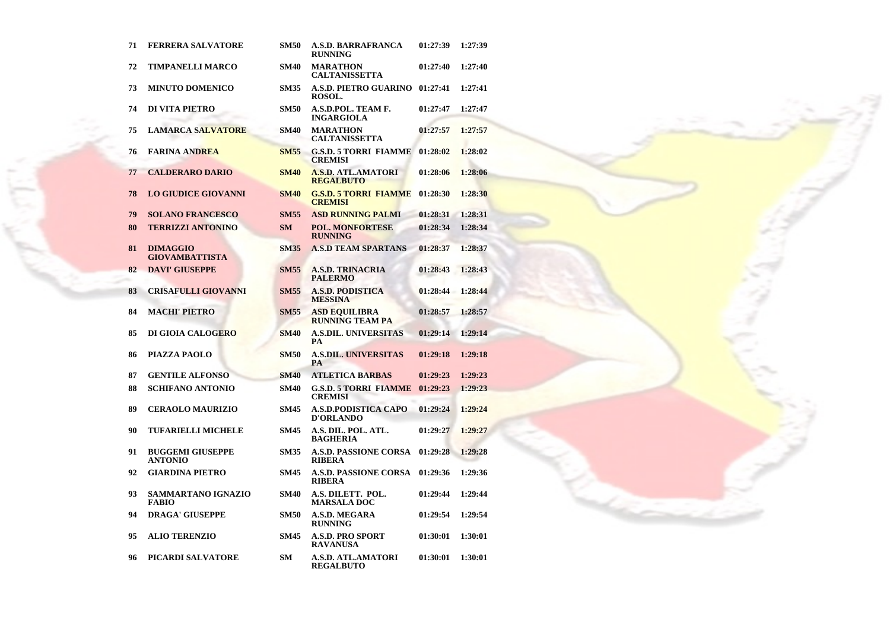| 71 | FERRERA SALVATORE | SM50 | A.S.D. BARRAFRANCA RUNNING | 01:27:39 | 1:27:39 |
|---|---|---|---|---|---|
| 72 | TIMPANELLI MARCO | SM40 | MARATHON CALTANISSETTA | 01:27:40 | 1:27:40 |
| 73 | MINUTO DOMENICO | SM35 | A.S.D. PIETRO GUARINO ROSOL. | 01:27:41 | 1:27:41 |
| 74 | DI VITA PIETRO | SM50 | A.S.D.POL. TEAM F. INGARGIOLA | 01:27:47 | 1:27:47 |
| 75 | LAMARCA SALVATORE | SM40 | MARATHON CALTANISSETTA | 01:27:57 | 1:27:57 |
| 76 | FARINA ANDREA | SM55 | G.S.D. 5 TORRI FIAMME CREMISI | 01:28:02 | 1:28:02 |
| 77 | CALDERARO DARIO | SM40 | A.S.D. ATL.AMATORI REGALBUTO | 01:28:06 | 1:28:06 |
| 78 | LO GIUDICE GIOVANNI | SM40 | G.S.D. 5 TORRI FIAMME CREMISI | 01:28:30 | 1:28:30 |
| 79 | SOLANO FRANCESCO | SM55 | ASD RUNNING PALMI | 01:28:31 | 1:28:31 |
| 80 | TERRIZZI ANTONINO | SM | POL. MONFORTESE RUNNING | 01:28:34 | 1:28:34 |
| 81 | DIMAGGIO GIOVAMBATTISTA | SM35 | A.S.D TEAM SPARTANS | 01:28:37 | 1:28:37 |
| 82 | DAVI' GIUSEPPE | SM55 | A.S.D. TRINACRIA PALERMO | 01:28:43 | 1:28:43 |
| 83 | CRISAFULLI GIOVANNI | SM55 | A.S.D. PODISTICA MESSINA | 01:28:44 | 1:28:44 |
| 84 | MACHI' PIETRO | SM55 | ASD EQUILIBRA RUNNING TEAM PA | 01:28:57 | 1:28:57 |
| 85 | DI GIOIA CALOGERO | SM40 | A.S.DIL. UNIVERSITAS PA | 01:29:14 | 1:29:14 |
| 86 | PIAZZA PAOLO | SM50 | A.S.DIL. UNIVERSITAS PA | 01:29:18 | 1:29:18 |
| 87 | GENTILE ALFONSO | SM40 | ATLETICA BARBAS | 01:29:23 | 1:29:23 |
| 88 | SCHIFANO ANTONIO | SM40 | G.S.D. 5 TORRI FIAMME CREMISI | 01:29:23 | 1:29:23 |
| 89 | CERAOLO MAURIZIO | SM45 | A.S.D.PODISTICA CAPO D'ORLANDO | 01:29:24 | 1:29:24 |
| 90 | TUFARIELLI MICHELE | SM45 | A.S. DIL. POL. ATL. BAGHERIA | 01:29:27 | 1:29:27 |
| 91 | BUGGEMI GIUSEPPE ANTONIO | SM35 | A.S.D. PASSIONE CORSA RIBERA | 01:29:28 | 1:29:28 |
| 92 | GIARDINA PIETRO | SM45 | A.S.D. PASSIONE CORSA RIBERA | 01:29:36 | 1:29:36 |
| 93 | SAMMARTANO IGNAZIO FABIO | SM40 | A.S. DILETT. POL. MARSALA DOC | 01:29:44 | 1:29:44 |
| 94 | DRAGA' GIUSEPPE | SM50 | A.S.D. MEGARA RUNNING | 01:29:54 | 1:29:54 |
| 95 | ALIO TERENZIO | SM45 | A.S.D. PRO SPORT RAVANUSA | 01:30:01 | 1:30:01 |
| 96 | PICARDI SALVATORE | SM | A.S.D. ATL.AMATORI REGALBUTO | 01:30:01 | 1:30:01 |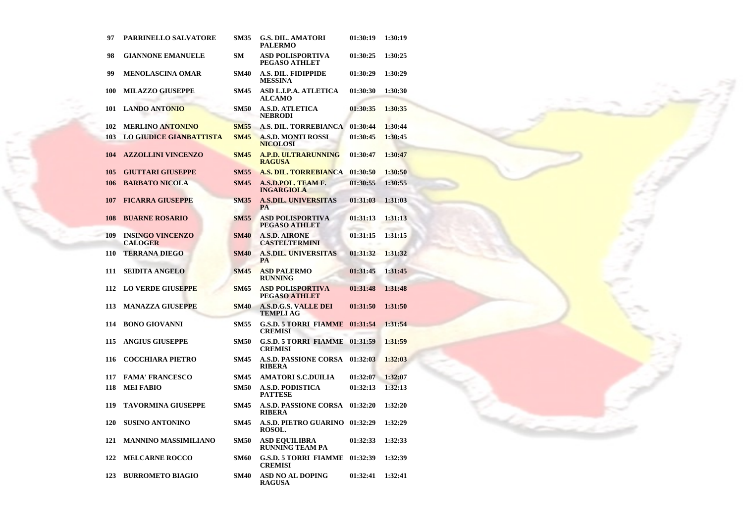| | | | | | |
|---|---|---|---|---|---|
| 97 | PARRINELLO SALVATORE | SM35 | G.S. DIL. AMATORI PALERMO | 01:30:19 | 1:30:19 |
| 98 | GIANNONE EMANUELE | SM | ASD POLISPORTIVA PEGASO ATHLET | 01:30:25 | 1:30:25 |
| 99 | MENOLASCINA OMAR | SM40 | A.S. DIL. FIDIPPIDE MESSINA | 01:30:29 | 1:30:29 |
| 100 | MILAZZO GIUSEPPE | SM45 | ASD L.I.P.A. ATLETICA ALCAMO | 01:30:30 | 1:30:30 |
| 101 | LANDO ANTONIO | SM50 | A.S.D. ATLETICA NEBRODI | 01:30:35 | 1:30:35 |
| 102 | MERLINO ANTONINO | SM55 | A.S. DIL. TORREBIANCA | 01:30:44 | 1:30:44 |
| 103 | LO GIUDICE GIANBATTISTA | SM45 | A.S.D. MONTI ROSSI NICOLOSI | 01:30:45 | 1:30:45 |
| 104 | AZZOLLINI VINCENZO | SM45 | A.P.D. ULTRARUNNING RAGUSA | 01:30:47 | 1:30:47 |
| 105 | GIUTTARI GIUSEPPE | SM55 | A.S. DIL. TORREBIANCA | 01:30:50 | 1:30:50 |
| 106 | BARBATO NICOLA | SM45 | A.S.D.POL. TEAM F. INGARGIOLA | 01:30:55 | 1:30:55 |
| 107 | FICARRA GIUSEPPE | SM35 | A.S.DIL. UNIVERSITAS PA | 01:31:03 | 1:31:03 |
| 108 | BUARNE ROSARIO | SM55 | ASD POLISPORTIVA PEGASO ATHLET | 01:31:13 | 1:31:13 |
| 109 | INSINGO VINCENZO CALOGER | SM40 | A.S.D. AIRONE CASTELTERMINI | 01:31:15 | 1:31:15 |
| 110 | TERRANA DIEGO | SM40 | A.S.DIL. UNIVERSITAS PA | 01:31:32 | 1:31:32 |
| 111 | SEIDITA ANGELO | SM45 | ASD PALERMO RUNNING | 01:31:45 | 1:31:45 |
| 112 | LO VERDE GIUSEPPE | SM65 | ASD POLISPORTIVA PEGASO ATHLET | 01:31:48 | 1:31:48 |
| 113 | MANAZZA GIUSEPPE | SM40 | A.S.D.G.S. VALLE DEI TEMPLI AG | 01:31:50 | 1:31:50 |
| 114 | BONO GIOVANNI | SM55 | G.S.D. 5 TORRI FIAMME CREMISI | 01:31:54 | 1:31:54 |
| 115 | ANGIUS GIUSEPPE | SM50 | G.S.D. 5 TORRI FIAMME CREMISI | 01:31:59 | 1:31:59 |
| 116 | COCCHIARA PIETRO | SM45 | A.S.D. PASSIONE CORSA RIBERA | 01:32:03 | 1:32:03 |
| 117 | FAMA' FRANCESCO | SM45 | AMATORI S.C.DUILIA | 01:32:07 | 1:32:07 |
| 118 | MEI FABIO | SM50 | A.S.D. PODISTICA PATTESE | 01:32:13 | 1:32:13 |
| 119 | TAVORMINA GIUSEPPE | SM45 | A.S.D. PASSIONE CORSA RIBERA | 01:32:20 | 1:32:20 |
| 120 | SUSINO ANTONINO | SM45 | A.S.D. PIETRO GUARINO ROSOL. | 01:32:29 | 1:32:29 |
| 121 | MANNINO MASSIMILIANO | SM50 | ASD EQUILIBRA RUNNING TEAM PA | 01:32:33 | 1:32:33 |
| 122 | MELCARNE ROCCO | SM60 | G.S.D. 5 TORRI FIAMME CREMISI | 01:32:39 | 1:32:39 |
| 123 | BURROMETO BIAGIO | SM40 | ASD NO AL DOPING RAGUSA | 01:32:41 | 1:32:41 |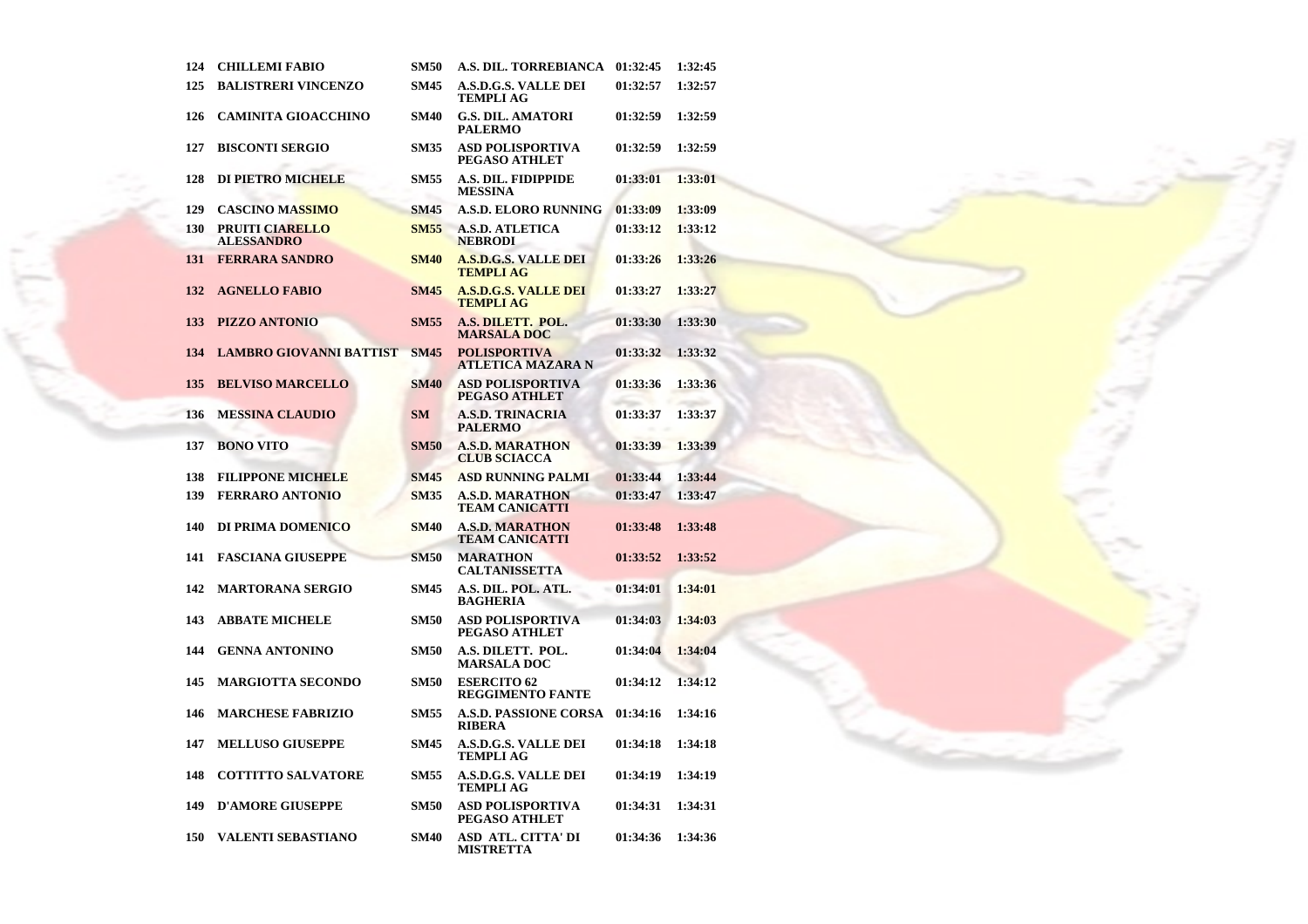| | | | | | |
|---|---|---|---|---|---|
| 124 | CHILLEMI FABIO | SM50 | A.S. DIL. TORREBIANCA | 01:32:45 | 1:32:45 |
| 125 | BALISTRERI VINCENZO | SM45 | A.S.D.G.S. VALLE DEI TEMPLI AG | 01:32:57 | 1:32:57 |
| 126 | CAMINITA GIOACCHINO | SM40 | G.S. DIL. AMATORI PALERMO | 01:32:59 | 1:32:59 |
| 127 | BISCONTI SERGIO | SM35 | ASD POLISPORTIVA PEGASO ATHLET | 01:32:59 | 1:32:59 |
| 128 | DI PIETRO MICHELE | SM55 | A.S. DIL. FIDIPPIDE MESSINA | 01:33:01 | 1:33:01 |
| 129 | CASCINO MASSIMO | SM45 | A.S.D. ELORO RUNNING | 01:33:09 | 1:33:09 |
| 130 | PRUITI CIARELLO ALESSANDRO | SM55 | A.S.D. ATLETICA NEBRODI | 01:33:12 | 1:33:12 |
| 131 | FERRARA SANDRO | SM40 | A.S.D.G.S. VALLE DEI TEMPLI AG | 01:33:26 | 1:33:26 |
| 132 | AGNELLO FABIO | SM45 | A.S.D.G.S. VALLE DEI TEMPLI AG | 01:33:27 | 1:33:27 |
| 133 | PIZZO ANTONIO | SM55 | A.S. DILETT. POL. MARSALA DOC | 01:33:30 | 1:33:30 |
| 134 | LAMBRO GIOVANNI BATTIST | SM45 | POLISPORTIVA ATLETICA MAZARA N | 01:33:32 | 1:33:32 |
| 135 | BELVISO MARCELLO | SM40 | ASD POLISPORTIVA PEGASO ATHLET | 01:33:36 | 1:33:36 |
| 136 | MESSINA CLAUDIO | SM | A.S.D. TRINACRIA PALERMO | 01:33:37 | 1:33:37 |
| 137 | BONO VITO | SM50 | A.S.D. MARATHON CLUB SCIACCA | 01:33:39 | 1:33:39 |
| 138 | FILIPPONE MICHELE | SM45 | ASD RUNNING PALMI | 01:33:44 | 1:33:44 |
| 139 | FERRARO ANTONIO | SM35 | A.S.D. MARATHON TEAM CANICATTI | 01:33:47 | 1:33:47 |
| 140 | DI PRIMA DOMENICO | SM40 | A.S.D. MARATHON TEAM CANICATTI | 01:33:48 | 1:33:48 |
| 141 | FASCIANA GIUSEPPE | SM50 | MARATHON CALTANISSETTA | 01:33:52 | 1:33:52 |
| 142 | MARTORANA SERGIO | SM45 | A.S. DIL. POL. ATL. BAGHERIA | 01:34:01 | 1:34:01 |
| 143 | ABBATE MICHELE | SM50 | ASD POLISPORTIVA PEGASO ATHLET | 01:34:03 | 1:34:03 |
| 144 | GENNA ANTONINO | SM50 | A.S. DILETT. POL. MARSALA DOC | 01:34:04 | 1:34:04 |
| 145 | MARGIOTTA SECONDO | SM50 | ESERCITO 62 REGGIMENTO FANTE | 01:34:12 | 1:34:12 |
| 146 | MARCHESE FABRIZIO | SM55 | A.S.D. PASSIONE CORSA RIBERA | 01:34:16 | 1:34:16 |
| 147 | MELLUSO GIUSEPPE | SM45 | A.S.D.G.S. VALLE DEI TEMPLI AG | 01:34:18 | 1:34:18 |
| 148 | COTTITTO SALVATORE | SM55 | A.S.D.G.S. VALLE DEI TEMPLI AG | 01:34:19 | 1:34:19 |
| 149 | D'AMORE GIUSEPPE | SM50 | ASD POLISPORTIVA PEGASO ATHLET | 01:34:31 | 1:34:31 |
| 150 | VALENTI SEBASTIANO | SM40 | ASD ATL. CITTA' DI MISTRETTA | 01:34:36 | 1:34:36 |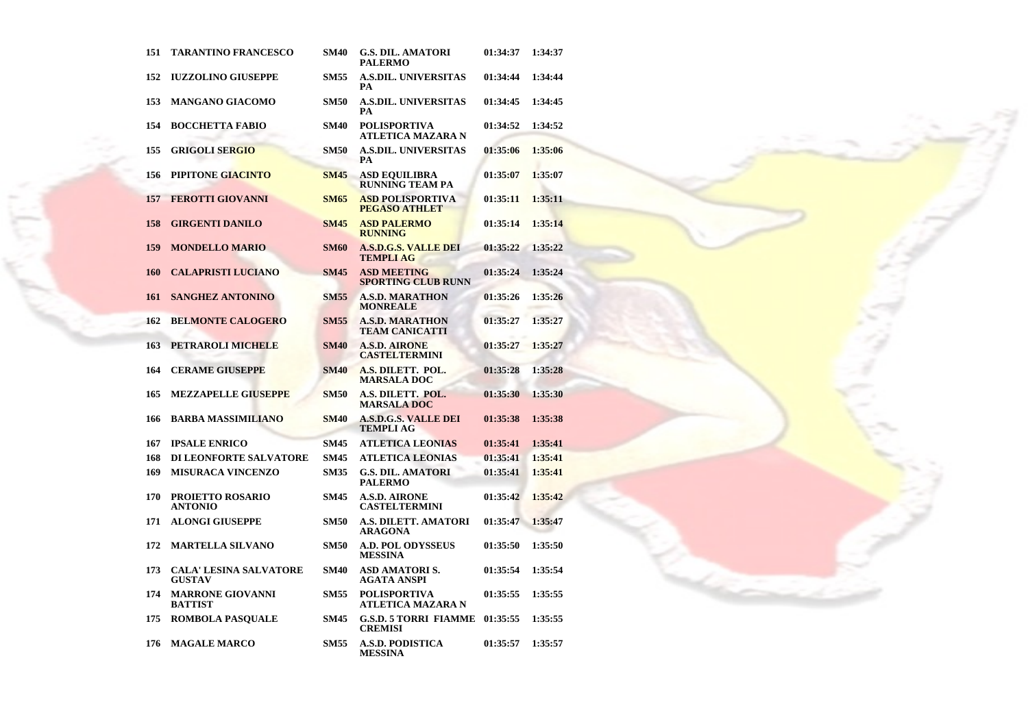| | | | | | |
|---|---|---|---|---|---|
| 151 | TARANTINO FRANCESCO | SM40 | G.S. DIL. AMATORI PALERMO | 01:34:37 | 1:34:37 |
| 152 | IUZZOLINO GIUSEPPE | SM55 | A.S.DIL. UNIVERSITAS PA | 01:34:44 | 1:34:44 |
| 153 | MANGANO GIACOMO | SM50 | A.S.DIL. UNIVERSITAS PA | 01:34:45 | 1:34:45 |
| 154 | BOCCHETTA FABIO | SM40 | POLISPORTIVA ATLETICA MAZARA N | 01:34:52 | 1:34:52 |
| 155 | GRIGOLI SERGIO | SM50 | A.S.DIL. UNIVERSITAS PA | 01:35:06 | 1:35:06 |
| 156 | PIPITONE GIACINTO | SM45 | ASD EQUILIBRA RUNNING TEAM PA | 01:35:07 | 1:35:07 |
| 157 | FEROTTI GIOVANNI | SM65 | ASD POLISPORTIVA PEGASO ATHLET | 01:35:11 | 1:35:11 |
| 158 | GIRGENTI DANILO | SM45 | ASD PALERMO RUNNING | 01:35:14 | 1:35:14 |
| 159 | MONDELLO MARIO | SM60 | A.S.D.G.S. VALLE DEI TEMPLI AG | 01:35:22 | 1:35:22 |
| 160 | CALAPRISTI LUCIANO | SM45 | ASD MEETING SPORTING CLUB RUNN | 01:35:24 | 1:35:24 |
| 161 | SANGHEZ ANTONINO | SM55 | A.S.D. MARATHON MONREALE | 01:35:26 | 1:35:26 |
| 162 | BELMONTE CALOGERO | SM55 | A.S.D. MARATHON TEAM CANICATTI | 01:35:27 | 1:35:27 |
| 163 | PETRAROLI MICHELE | SM40 | A.S.D. AIRONE CASTELTERMINI | 01:35:27 | 1:35:27 |
| 164 | CERAME GIUSEPPE | SM40 | A.S. DILETT. POL. MARSALA DOC | 01:35:28 | 1:35:28 |
| 165 | MEZZAPELLE GIUSEPPE | SM50 | A.S. DILETT. POL. MARSALA DOC | 01:35:30 | 1:35:30 |
| 166 | BARBA MASSIMILIANO | SM40 | A.S.D.G.S. VALLE DEI TEMPLI AG | 01:35:38 | 1:35:38 |
| 167 | IPSALE ENRICO | SM45 | ATLETICA LEONIAS | 01:35:41 | 1:35:41 |
| 168 | DI LEONFORTE SALVATORE | SM45 | ATLETICA LEONIAS | 01:35:41 | 1:35:41 |
| 169 | MISURACA VINCENZO | SM35 | G.S. DIL. AMATORI PALERMO | 01:35:41 | 1:35:41 |
| 170 | PROIETTO ROSARIO ANTONIO | SM45 | A.S.D. AIRONE CASTELTERMINI | 01:35:42 | 1:35:42 |
| 171 | ALONGI GIUSEPPE | SM50 | A.S. DILETT. AMATORI ARAGONA | 01:35:47 | 1:35:47 |
| 172 | MARTELLA SILVANO | SM50 | A.D. POL ODYSSEUS MESSINA | 01:35:50 | 1:35:50 |
| 173 | CALA' LESINA SALVATORE GUSTAV | SM40 | ASD AMATORI S. AGATA ANSPI | 01:35:54 | 1:35:54 |
| 174 | MARRONE GIOVANNI BATTIST | SM55 | POLISPORTIVA ATLETICA MAZARA N | 01:35:55 | 1:35:55 |
| 175 | ROMBOLA PASQUALE | SM45 | G.S.D. 5 TORRI FIAMME CREMISI | 01:35:55 | 1:35:55 |
| 176 | MAGALE MARCO | SM55 | A.S.D. PODISTICA MESSINA | 01:35:57 | 1:35:57 |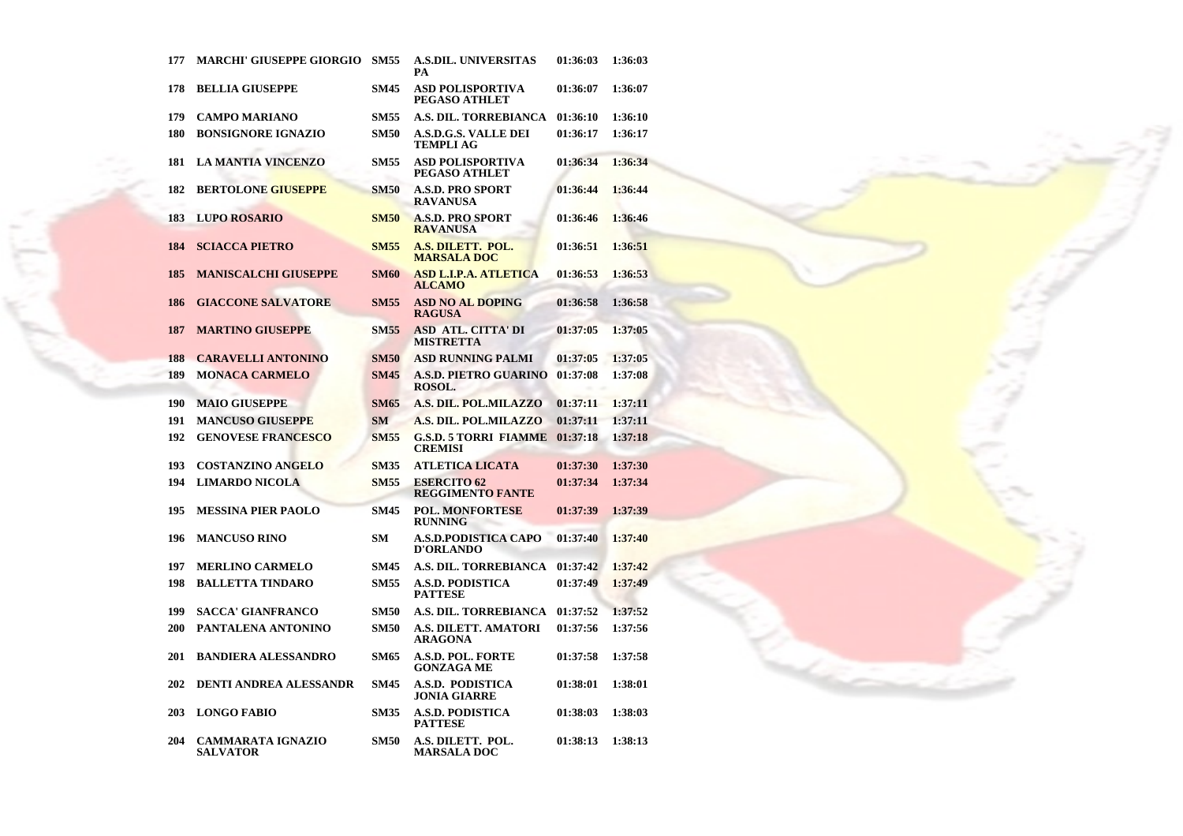| 177 | MARCHI' GIUSEPPE GIORGIO | SM55 | A.S.DIL. UNIVERSITAS PA | 01:36:03 | 1:36:03 |
|---|---|---|---|---|---|
| 178 | BELLIA GIUSEPPE | SM45 | ASD POLISPORTIVA PEGASO ATHLET | 01:36:07 | 1:36:07 |
| 179 | CAMPO MARIANO | SM55 | A.S. DIL. TORREBIANCA | 01:36:10 | 1:36:10 |
| 180 | BONSIGNORE IGNAZIO | SM50 | A.S.D.G.S. VALLE DEI TEMPLI AG | 01:36:17 | 1:36:17 |
| 181 | LA MANTIA VINCENZO | SM55 | ASD POLISPORTIVA PEGASO ATHLET | 01:36:34 | 1:36:34 |
| 182 | BERTOLONE GIUSEPPE | SM50 | A.S.D. PRO SPORT RAVANUSA | 01:36:44 | 1:36:44 |
| 183 | LUPO ROSARIO | SM50 | A.S.D. PRO SPORT RAVANUSA | 01:36:46 | 1:36:46 |
| 184 | SCIACCA PIETRO | SM55 | A.S. DILETT. POL. MARSALA DOC | 01:36:51 | 1:36:51 |
| 185 | MANISCALCHI GIUSEPPE | SM60 | ASD L.I.P.A. ATLETICA ALCAMO | 01:36:53 | 1:36:53 |
| 186 | GIACCONE SALVATORE | SM55 | ASD NO AL DOPING RAGUSA | 01:36:58 | 1:36:58 |
| 187 | MARTINO GIUSEPPE | SM55 | ASD ATL. CITTA' DI MISTRETTA | 01:37:05 | 1:37:05 |
| 188 | CARAVELLI ANTONINO | SM50 | ASD RUNNING PALMI | 01:37:05 | 1:37:05 |
| 189 | MONACA CARMELO | SM45 | A.S.D. PIETRO GUARINO ROSOL. | 01:37:08 | 1:37:08 |
| 190 | MAIO GIUSEPPE | SM65 | A.S. DIL. POL.MILAZZO | 01:37:11 | 1:37:11 |
| 191 | MANCUSO GIUSEPPE | SM | A.S. DIL. POL.MILAZZO | 01:37:11 | 1:37:11 |
| 192 | GENOVESE FRANCESCO | SM55 | G.S.D. 5 TORRI FIAMME CREMISI | 01:37:18 | 1:37:18 |
| 193 | COSTANZINO ANGELO | SM35 | ATLETICA LICATA | 01:37:30 | 1:37:30 |
| 194 | LIMARDO NICOLA | SM55 | ESERCITO 62 REGGIMENTO FANTE | 01:37:34 | 1:37:34 |
| 195 | MESSINA PIER PAOLO | SM45 | POL. MONFORTESE RUNNING | 01:37:39 | 1:37:39 |
| 196 | MANCUSO RINO | SM | A.S.D.PODISTICA CAPO D'ORLANDO | 01:37:40 | 1:37:40 |
| 197 | MERLINO CARMELO | SM45 | A.S. DIL. TORREBIANCA | 01:37:42 | 1:37:42 |
| 198 | BALLETTA TINDARO | SM55 | A.S.D. PODISTICA PATTESE | 01:37:49 | 1:37:49 |
| 199 | SACCA' GIANFRANCO | SM50 | A.S. DIL. TORREBIANCA | 01:37:52 | 1:37:52 |
| 200 | PANTALENA ANTONINO | SM50 | A.S. DILETT. AMATORI ARAGONA | 01:37:56 | 1:37:56 |
| 201 | BANDIERA ALESSANDRO | SM65 | A.S.D. POL. FORTE GONZAGA ME | 01:37:58 | 1:37:58 |
| 202 | DENTI ANDREA ALESSANDR | SM45 | A.S.D. PODISTICA JONIA GIARRE | 01:38:01 | 1:38:01 |
| 203 | LONGO FABIO | SM35 | A.S.D. PODISTICA PATTESE | 01:38:03 | 1:38:03 |
| 204 | CAMMARATA IGNAZIO SALVATOR | SM50 | A.S. DILETT. POL. MARSALA DOC | 01:38:13 | 1:38:13 |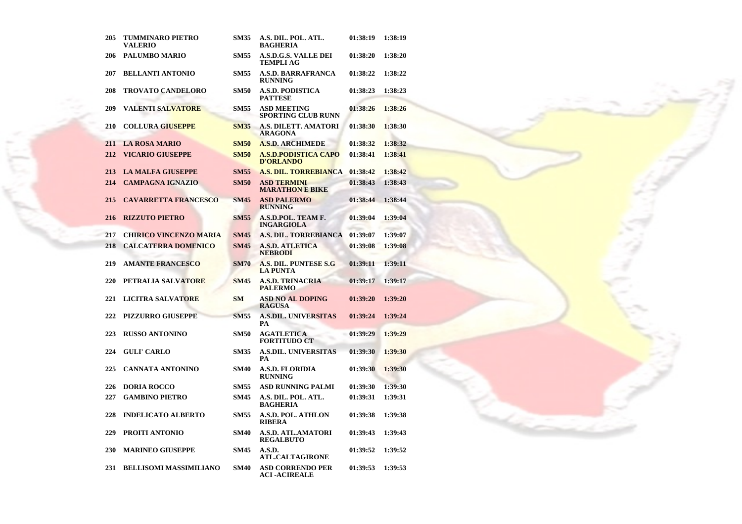| | | | | | |
|---|---|---|---|---|---|
| 205 | TUMMINARO PIETRO VALERIO | SM35 | A.S. DIL. POL. ATL. BAGHERIA | 01:38:19 | 1:38:19 |
| 206 | PALUMBO MARIO | SM55 | A.S.D.G.S. VALLE DEI TEMPLI AG | 01:38:20 | 1:38:20 |
| 207 | BELLANTI ANTONIO | SM55 | A.S.D. BARRAFRANCA RUNNING | 01:38:22 | 1:38:22 |
| 208 | TROVATO CANDELORO | SM50 | A.S.D. PODISTICA PATTESE | 01:38:23 | 1:38:23 |
| 209 | VALENTI SALVATORE | SM55 | ASD MEETING SPORTING CLUB RUNN | 01:38:26 | 1:38:26 |
| 210 | COLLURA GIUSEPPE | SM35 | A.S. DILETT. AMATORI ARAGONA | 01:38:30 | 1:38:30 |
| 211 | LA ROSA MARIO | SM50 | A.S.D. ARCHIMEDE | 01:38:32 | 1:38:32 |
| 212 | VICARIO GIUSEPPE | SM50 | A.S.D.PODISTICA CAPO D'ORLANDO | 01:38:41 | 1:38:41 |
| 213 | LA MALFA GIUSEPPE | SM55 | A.S. DIL. TORREBIANCA | 01:38:42 | 1:38:42 |
| 214 | CAMPAGNA IGNAZIO | SM50 | ASD TERMINI MARATHON E BIKE | 01:38:43 | 1:38:43 |
| 215 | CAVARRETTA FRANCESCO | SM45 | ASD PALERMO RUNNING | 01:38:44 | 1:38:44 |
| 216 | RIZZUTO PIETRO | SM55 | A.S.D.POL. TEAM F. INGARGIOLA | 01:39:04 | 1:39:04 |
| 217 | CHIRICO VINCENZO MARIA | SM45 | A.S. DIL. TORREBIANCA | 01:39:07 | 1:39:07 |
| 218 | CALCATERRA DOMENICO | SM45 | A.S.D. ATLETICA NEBRODI | 01:39:08 | 1:39:08 |
| 219 | AMANTE FRANCESCO | SM70 | A.S. DIL. PUNTESE S.G LA PUNTA | 01:39:11 | 1:39:11 |
| 220 | PETRALIA SALVATORE | SM45 | A.S.D. TRINACRIA PALERMO | 01:39:17 | 1:39:17 |
| 221 | LICITRA SALVATORE | SM | ASD NO AL DOPING RAGUSA | 01:39:20 | 1:39:20 |
| 222 | PIZZURRO GIUSEPPE | SM55 | A.S.DIL. UNIVERSITAS PA | 01:39:24 | 1:39:24 |
| 223 | RUSSO ANTONINO | SM50 | AGATLETICA FORTITUDO CT | 01:39:29 | 1:39:29 |
| 224 | GULI' CARLO | SM35 | A.S.DIL. UNIVERSITAS PA | 01:39:30 | 1:39:30 |
| 225 | CANNATA ANTONINO | SM40 | A.S.D. FLORIDIA RUNNING | 01:39:30 | 1:39:30 |
| 226 | DORIA ROCCO | SM55 | ASD RUNNING PALMI | 01:39:30 | 1:39:30 |
| 227 | GAMBINO PIETRO | SM45 | A.S. DIL. POL. ATL. BAGHERIA | 01:39:31 | 1:39:31 |
| 228 | INDELICATO ALBERTO | SM55 | A.S.D. POL. ATHLON RIBERA | 01:39:38 | 1:39:38 |
| 229 | PROITI ANTONIO | SM40 | A.S.D. ATL.AMATORI REGALBUTO | 01:39:43 | 1:39:43 |
| 230 | MARINEO GIUSEPPE | SM45 | A.S.D. ATL.CALTAGIRONE | 01:39:52 | 1:39:52 |
| 231 | BELLISOMI MASSIMILIANO | SM40 | ASD CORRENDO PER ACI -ACIREALE | 01:39:53 | 1:39:53 |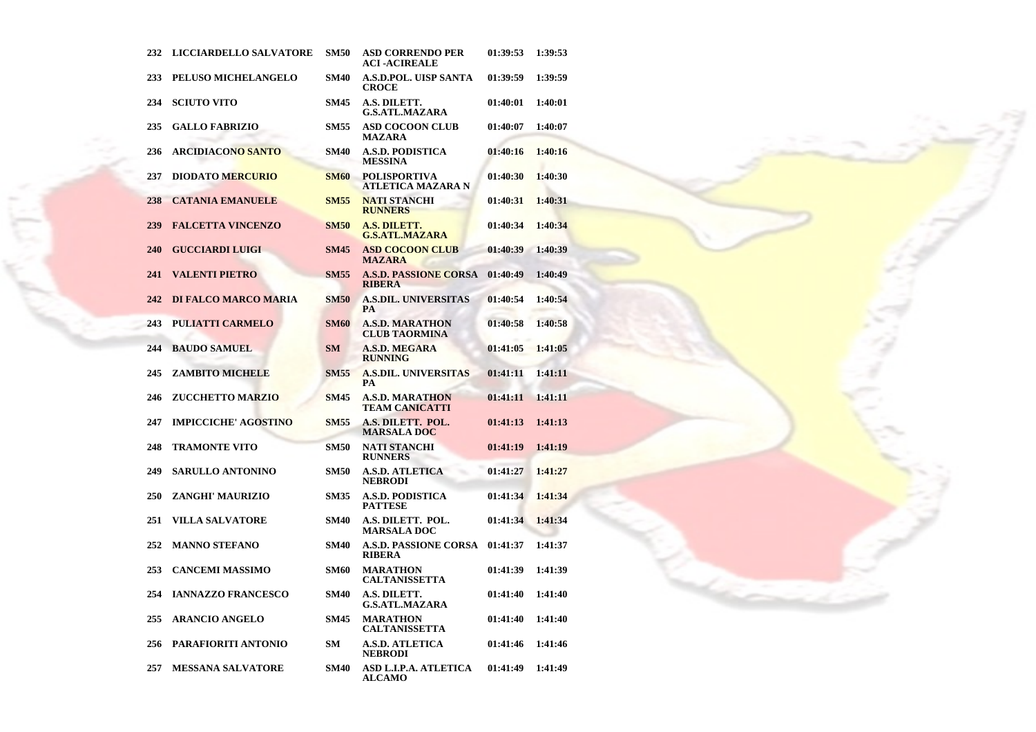| | | | | | |
|---|---|---|---|---|---|
| 232 | LICCIARDELLO SALVATORE | SM50 | ASD CORRENDO PER ACI -ACIREALE | 01:39:53 | 1:39:53 |
| 233 | PELUSO MICHELANGELO | SM40 | A.S.D.POL. UISP SANTA CROCE | 01:39:59 | 1:39:59 |
| 234 | SCIUTO VITO | SM45 | A.S. DILETT. G.S.ATL.MAZARA | 01:40:01 | 1:40:01 |
| 235 | GALLO FABRIZIO | SM55 | ASD COCOON CLUB MAZARA | 01:40:07 | 1:40:07 |
| 236 | ARCIDIACONO SANTO | SM40 | A.S.D. PODISTICA MESSINA | 01:40:16 | 1:40:16 |
| 237 | DIODATO MERCURIO | SM60 | POLISPORTIVA ATLETICA MAZARA N | 01:40:30 | 1:40:30 |
| 238 | CATANIA EMANUELE | SM55 | NATI STANCHI RUNNERS | 01:40:31 | 1:40:31 |
| 239 | FALCETTA VINCENZO | SM50 | A.S. DILETT. G.S.ATL.MAZARA | 01:40:34 | 1:40:34 |
| 240 | GUCCIARDI LUIGI | SM45 | ASD COCOON CLUB MAZARA | 01:40:39 | 1:40:39 |
| 241 | VALENTI PIETRO | SM55 | A.S.D. PASSIONE CORSA RIBERA | 01:40:49 | 1:40:49 |
| 242 | DI FALCO MARCO MARIA | SM50 | A.S.DIL. UNIVERSITAS PA | 01:40:54 | 1:40:54 |
| 243 | PULIATTI CARMELO | SM60 | A.S.D. MARATHON CLUB TAORMINA | 01:40:58 | 1:40:58 |
| 244 | BAUDO SAMUEL | SM | A.S.D. MEGARA RUNNING | 01:41:05 | 1:41:05 |
| 245 | ZAMBITO MICHELE | SM55 | A.S.DIL. UNIVERSITAS PA | 01:41:11 | 1:41:11 |
| 246 | ZUCCHETTO MARZIO | SM45 | A.S.D. MARATHON TEAM CANICATTI | 01:41:11 | 1:41:11 |
| 247 | IMPICCICHE' AGOSTINO | SM55 | A.S. DILETT. POL. MARSALA DOC | 01:41:13 | 1:41:13 |
| 248 | TRAMONTE VITO | SM50 | NATI STANCHI RUNNERS | 01:41:19 | 1:41:19 |
| 249 | SARULLO ANTONINO | SM50 | A.S.D. ATLETICA NEBRODI | 01:41:27 | 1:41:27 |
| 250 | ZANGHI' MAURIZIO | SM35 | A.S.D. PODISTICA PATTESE | 01:41:34 | 1:41:34 |
| 251 | VILLA SALVATORE | SM40 | A.S. DILETT. POL. MARSALA DOC | 01:41:34 | 1:41:34 |
| 252 | MANNO STEFANO | SM40 | A.S.D. PASSIONE CORSA RIBERA | 01:41:37 | 1:41:37 |
| 253 | CANCEMI MASSIMO | SM60 | MARATHON CALTANISSETTA | 01:41:39 | 1:41:39 |
| 254 | IANNAZZO FRANCESCO | SM40 | A.S. DILETT. G.S.ATL.MAZARA | 01:41:40 | 1:41:40 |
| 255 | ARANCIO ANGELO | SM45 | MARATHON CALTANISSETTA | 01:41:40 | 1:41:40 |
| 256 | PARAFIORITI ANTONIO | SM | A.S.D. ATLETICA NEBRODI | 01:41:46 | 1:41:46 |
| 257 | MESSANA SALVATORE | SM40 | ASD L.I.P.A. ATLETICA ALCAMO | 01:41:49 | 1:41:49 |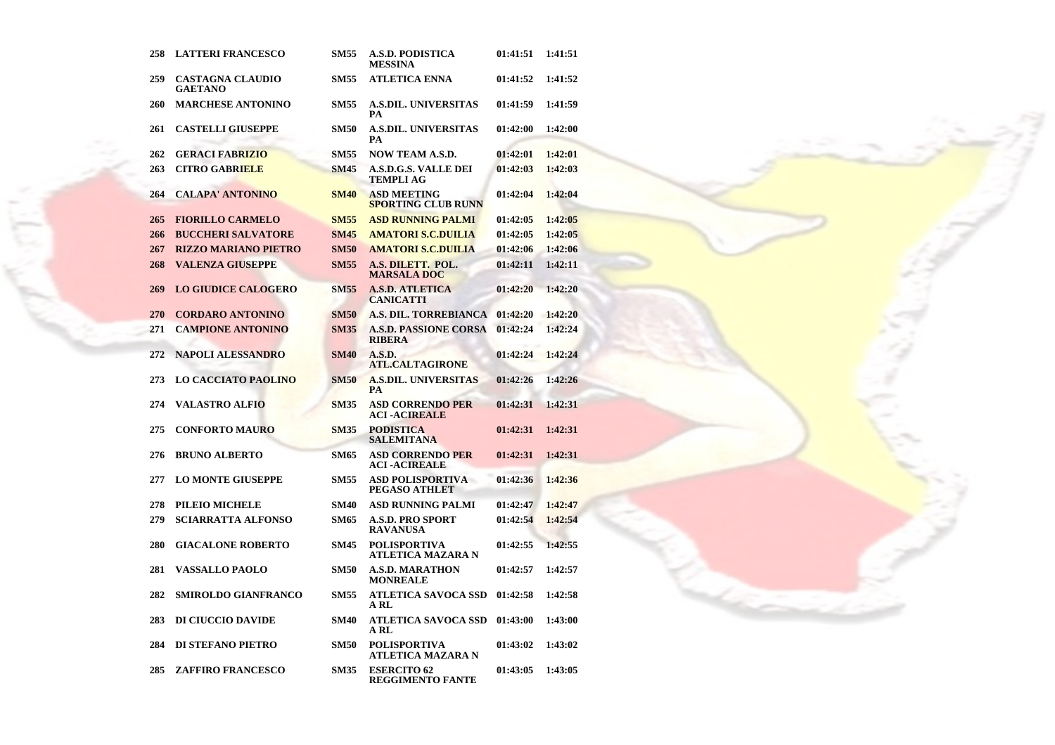| 258 | LATTERI FRANCESCO | SM55 | A.S.D. PODISTICA MESSINA | 01:41:51 | 1:41:51 |
|---|---|---|---|---|---|
| 259 | CASTAGNA CLAUDIO GAETANO | SM55 | ATLETICA ENNA | 01:41:52 | 1:41:52 |
| 260 | MARCHESE ANTONINO | SM55 | A.S.DIL. UNIVERSITAS PA | 01:41:59 | 1:41:59 |
| 261 | CASTELLI GIUSEPPE | SM50 | A.S.DIL. UNIVERSITAS PA | 01:42:00 | 1:42:00 |
| 262 | GERACI FABRIZIO | SM55 | NOW TEAM A.S.D. | 01:42:01 | 1:42:01 |
| 263 | CITRO GABRIELE | SM45 | A.S.D.G.S. VALLE DEI TEMPLI AG | 01:42:03 | 1:42:03 |
| 264 | CALAPA' ANTONINO | SM40 | ASD MEETING SPORTING CLUB RUNN | 01:42:04 | 1:42:04 |
| 265 | FIORILLO CARMELO | SM55 | ASD RUNNING PALMI | 01:42:05 | 1:42:05 |
| 266 | BUCCHERI SALVATORE | SM45 | AMATORI S.C.DUILIA | 01:42:05 | 1:42:05 |
| 267 | RIZZO MARIANO PIETRO | SM50 | AMATORI S.C.DUILIA | 01:42:06 | 1:42:06 |
| 268 | VALENZA GIUSEPPE | SM55 | A.S. DILETT. POL. MARSALA DOC | 01:42:11 | 1:42:11 |
| 269 | LO GIUDICE CALOGERO | SM55 | A.S.D. ATLETICA CANICATTI | 01:42:20 | 1:42:20 |
| 270 | CORDARO ANTONINO | SM50 | A.S. DIL. TORREBIANCA | 01:42:20 | 1:42:20 |
| 271 | CAMPIONE ANTONINO | SM35 | A.S.D. PASSIONE CORSA RIBERA | 01:42:24 | 1:42:24 |
| 272 | NAPOLI ALESSANDRO | SM40 | A.S.D. ATL.CALTAGIRONE | 01:42:24 | 1:42:24 |
| 273 | LO CACCIATO PAOLINO | SM50 | A.S.DIL. UNIVERSITAS PA | 01:42:26 | 1:42:26 |
| 274 | VALASTRO ALFIO | SM35 | ASD CORRENDO PER ACI -ACIREALE | 01:42:31 | 1:42:31 |
| 275 | CONFORTO MAURO | SM35 | PODISTICA SALEMITANA | 01:42:31 | 1:42:31 |
| 276 | BRUNO ALBERTO | SM65 | ASD CORRENDO PER ACI -ACIREALE | 01:42:31 | 1:42:31 |
| 277 | LO MONTE GIUSEPPE | SM55 | ASD POLISPORTIVA PEGASO ATHLET | 01:42:36 | 1:42:36 |
| 278 | PILEIO MICHELE | SM40 | ASD RUNNING PALMI | 01:42:47 | 1:42:47 |
| 279 | SCIARRATTA ALFONSO | SM65 | A.S.D. PRO SPORT RAVANUSA | 01:42:54 | 1:42:54 |
| 280 | GIACALONE ROBERTO | SM45 | POLISPORTIVA ATLETICA MAZARA N | 01:42:55 | 1:42:55 |
| 281 | VASSALLO PAOLO | SM50 | A.S.D. MARATHON MONREALE | 01:42:57 | 1:42:57 |
| 282 | SMIROLDO GIANFRANCO | SM55 | ATLETICA SAVOCA SSD A RL | 01:42:58 | 1:42:58 |
| 283 | DI CIUCCIO DAVIDE | SM40 | ATLETICA SAVOCA SSD A RL | 01:43:00 | 1:43:00 |
| 284 | DI STEFANO PIETRO | SM50 | POLISPORTIVA ATLETICA MAZARA N | 01:43:02 | 1:43:02 |
| 285 | ZAFFIRO FRANCESCO | SM35 | ESERCITO 62 REGGIMENTO FANTE | 01:43:05 | 1:43:05 |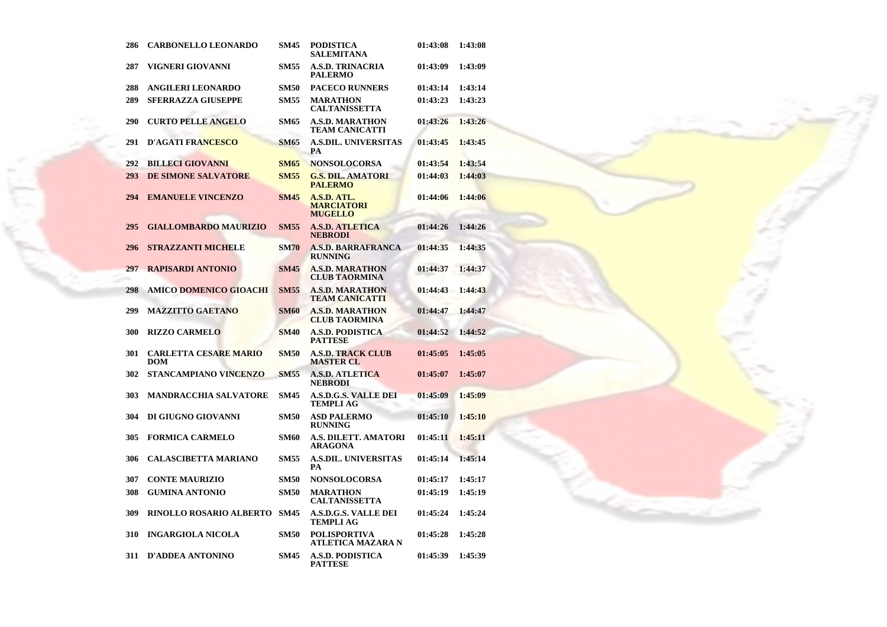| | | | | | |
|---|---|---|---|---|---|
| 286 | CARBONELLO LEONARDO | SM45 | PODISTICA SALEMITANA | 01:43:08 | 1:43:08 |
| 287 | VIGNERI GIOVANNI | SM55 | A.S.D. TRINACRIA PALERMO | 01:43:09 | 1:43:09 |
| 288 | ANGILERI LEONARDO | SM50 | PACECO RUNNERS | 01:43:14 | 1:43:14 |
| 289 | SFERRAZZA GIUSEPPE | SM55 | MARATHON CALTANISSETTA | 01:43:23 | 1:43:23 |
| 290 | CURTO PELLE ANGELO | SM65 | A.S.D. MARATHON TEAM CANICATTI | 01:43:26 | 1:43:26 |
| 291 | D'AGATI FRANCESCO | SM65 | A.S.DIL. UNIVERSITAS PA | 01:43:45 | 1:43:45 |
| 292 | BILLECI GIOVANNI | SM65 | NONSOLOCORSA | 01:43:54 | 1:43:54 |
| 293 | DE SIMONE SALVATORE | SM55 | G.S. DIL. AMATORI PALERMO | 01:44:03 | 1:44:03 |
| 294 | EMANUELE VINCENZO | SM45 | A.S.D. ATL. MARCIATORI MUGELLO | 01:44:06 | 1:44:06 |
| 295 | GIALLOMBARDO MAURIZIO | SM55 | A.S.D. ATLETICA NEBRODI | 01:44:26 | 1:44:26 |
| 296 | STRAZZANTI MICHELE | SM70 | A.S.D. BARRAFRANCA RUNNING | 01:44:35 | 1:44:35 |
| 297 | RAPISARDI ANTONIO | SM45 | A.S.D. MARATHON CLUB TAORMINA | 01:44:37 | 1:44:37 |
| 298 | AMICO DOMENICO GIOACHI | SM55 | A.S.D. MARATHON TEAM CANICATTI | 01:44:43 | 1:44:43 |
| 299 | MAZZITTO GAETANO | SM60 | A.S.D. MARATHON CLUB TAORMINA | 01:44:47 | 1:44:47 |
| 300 | RIZZO CARMELO | SM40 | A.S.D. PODISTICA PATTESE | 01:44:52 | 1:44:52 |
| 301 | CARLETTA CESARE MARIO DOM | SM50 | A.S.D. TRACK CLUB MASTER CL | 01:45:05 | 1:45:05 |
| 302 | STANCAMPIANO VINCENZO | SM55 | A.S.D. ATLETICA NEBRODI | 01:45:07 | 1:45:07 |
| 303 | MANDRACCHIA SALVATORE | SM45 | A.S.D.G.S. VALLE DEI TEMPLI AG | 01:45:09 | 1:45:09 |
| 304 | DI GIUGNO GIOVANNI | SM50 | ASD PALERMO RUNNING | 01:45:10 | 1:45:10 |
| 305 | FORMICA CARMELO | SM60 | A.S. DILETT. AMATORI ARAGONA | 01:45:11 | 1:45:11 |
| 306 | CALASCIBETTA MARIANO | SM55 | A.S.DIL. UNIVERSITAS PA | 01:45:14 | 1:45:14 |
| 307 | CONTE MAURIZIO | SM50 | NONSOLOCORSA | 01:45:17 | 1:45:17 |
| 308 | GUMINA ANTONIO | SM50 | MARATHON CALTANISSETTA | 01:45:19 | 1:45:19 |
| 309 | RINOLLO ROSARIO ALBERTO | SM45 | A.S.D.G.S. VALLE DEI TEMPLI AG | 01:45:24 | 1:45:24 |
| 310 | INGARGIOLA NICOLA | SM50 | POLISPORTIVA ATLETICA MAZARA N | 01:45:28 | 1:45:28 |
| 311 | D'ADDEA ANTONINO | SM45 | A.S.D. PODISTICA PATTESE | 01:45:39 | 1:45:39 |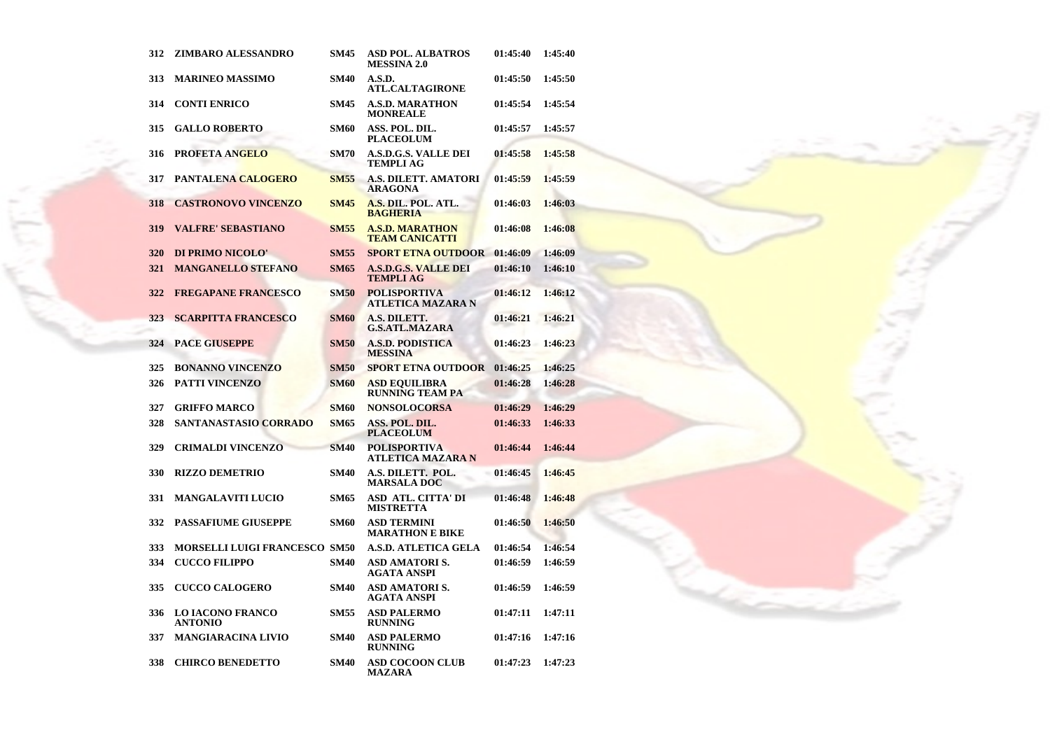| | | | | | |
|---|---|---|---|---|---|
| 312 | ZIMBARO ALESSANDRO | SM45 | ASD POL. ALBATROS MESSINA 2.0 | 01:45:40 | 1:45:40 |
| 313 | MARINEO MASSIMO | SM40 | A.S.D. ATL.CALTAGIRONE | 01:45:50 | 1:45:50 |
| 314 | CONTI ENRICO | SM45 | A.S.D. MARATHON MONREALE | 01:45:54 | 1:45:54 |
| 315 | GALLO ROBERTO | SM60 | ASS. POL. DIL. PLACEOLUM | 01:45:57 | 1:45:57 |
| 316 | PROFETA ANGELO | SM70 | A.S.D.G.S. VALLE DEI TEMPLI AG | 01:45:58 | 1:45:58 |
| 317 | PANTALENA CALOGERO | SM55 | A.S. DILETT. AMATORI ARAGONA | 01:45:59 | 1:45:59 |
| 318 | CASTRONOVO VINCENZO | SM45 | A.S. DIL. POL. ATL. BAGHERIA | 01:46:03 | 1:46:03 |
| 319 | VALFRE' SEBASTIANO | SM55 | A.S.D. MARATHON TEAM CANICATTI | 01:46:08 | 1:46:08 |
| 320 | DI PRIMO NICOLO' | SM55 | SPORT ETNA OUTDOOR | 01:46:09 | 1:46:09 |
| 321 | MANGANELLO STEFANO | SM65 | A.S.D.G.S. VALLE DEI TEMPLI AG | 01:46:10 | 1:46:10 |
| 322 | FREGAPANE FRANCESCO | SM50 | POLISPORTIVA ATLETICA MAZARA N | 01:46:12 | 1:46:12 |
| 323 | SCARPITTA FRANCESCO | SM60 | A.S. DILETT. G.S.ATL.MAZARA | 01:46:21 | 1:46:21 |
| 324 | PACE GIUSEPPE | SM50 | A.S.D. PODISTICA MESSINA | 01:46:23 | 1:46:23 |
| 325 | BONANNO VINCENZO | SM50 | SPORT ETNA OUTDOOR | 01:46:25 | 1:46:25 |
| 326 | PATTI VINCENZO | SM60 | ASD EQUILIBRA RUNNING TEAM PA | 01:46:28 | 1:46:28 |
| 327 | GRIFFO MARCO | SM60 | NONSOLOCORSA | 01:46:29 | 1:46:29 |
| 328 | SANTANASTASIO CORRADO | SM65 | ASS. POL. DIL. PLACEOLUM | 01:46:33 | 1:46:33 |
| 329 | CRIMALDI VINCENZO | SM40 | POLISPORTIVA ATLETICA MAZARA N | 01:46:44 | 1:46:44 |
| 330 | RIZZO DEMETRIO | SM40 | A.S. DILETT. POL. MARSALA DOC | 01:46:45 | 1:46:45 |
| 331 | MANGALAVITI LUCIO | SM65 | ASD ATL. CITTA' DI MISTRETTA | 01:46:48 | 1:46:48 |
| 332 | PASSAFIUME GIUSEPPE | SM60 | ASD TERMINI MARATHON E BIKE | 01:46:50 | 1:46:50 |
| 333 | MORSELLI LUIGI FRANCESCO | SM50 | A.S.D. ATLETICA GELA | 01:46:54 | 1:46:54 |
| 334 | CUCCO FILIPPO | SM40 | ASD AMATORI S. AGATA ANSPI | 01:46:59 | 1:46:59 |
| 335 | CUCCO CALOGERO | SM40 | ASD AMATORI S. AGATA ANSPI | 01:46:59 | 1:46:59 |
| 336 | LO IACONO FRANCO ANTONIO | SM55 | ASD PALERMO RUNNING | 01:47:11 | 1:47:11 |
| 337 | MANGIARACINA LIVIO | SM40 | ASD PALERMO RUNNING | 01:47:16 | 1:47:16 |
| 338 | CHIRCO BENEDETTO | SM40 | ASD COCOON CLUB MAZARA | 01:47:23 | 1:47:23 |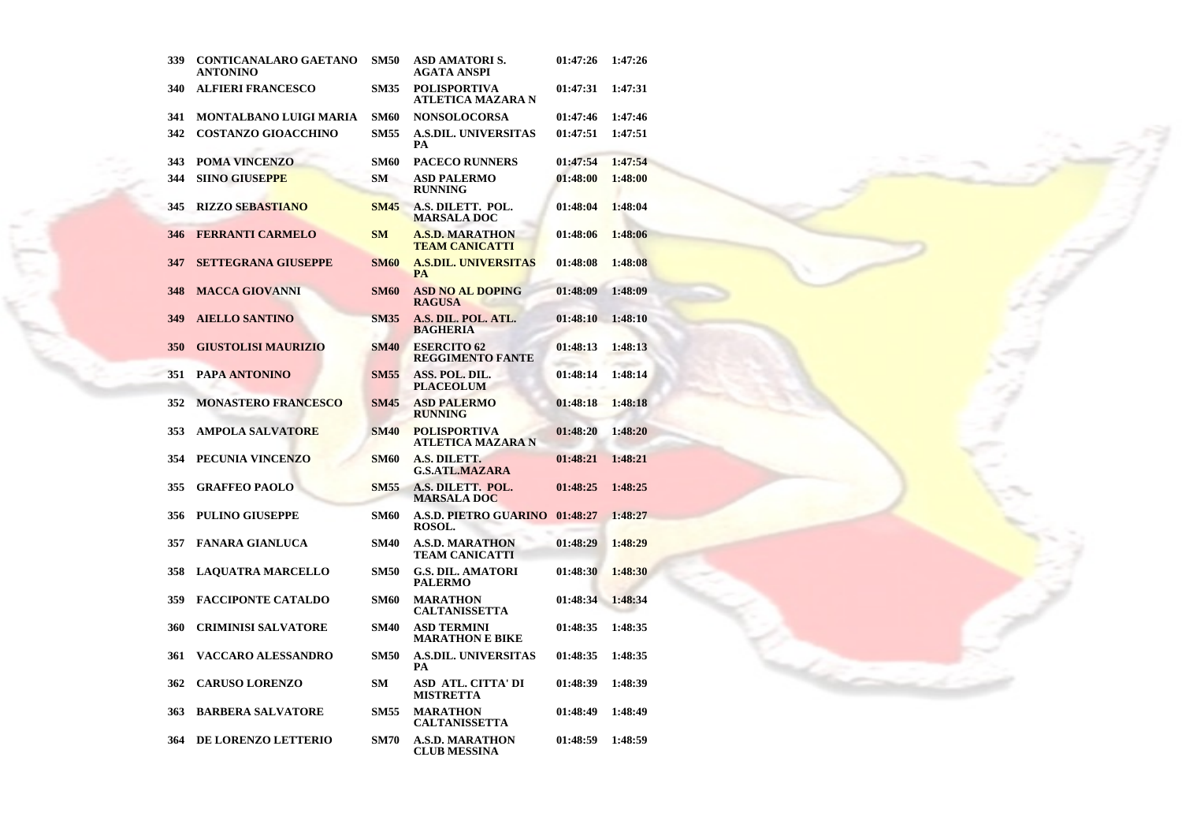| 339 | CONTICANALARO GAETANO ANTONINO | SM50 | ASD AMATORI S. AGATA ANSPI | 01:47:26 | 1:47:26 |
|---|---|---|---|---|---|
| 340 | ALFIERI FRANCESCO | SM35 | POLISPORTIVA ATLETICA MAZARA N | 01:47:31 | 1:47:31 |
| 341 | MONTALBANO LUIGI MARIA | SM60 | NONSOLOCORSA | 01:47:46 | 1:47:46 |
| 342 | COSTANZO GIOACCHINO | SM55 | A.S.DIL. UNIVERSITAS PA | 01:47:51 | 1:47:51 |
| 343 | POMA VINCENZO | SM60 | PACECO RUNNERS | 01:47:54 | 1:47:54 |
| 344 | SIINO GIUSEPPE | SM | ASD PALERMO RUNNING | 01:48:00 | 1:48:00 |
| 345 | RIZZO SEBASTIANO | SM45 | A.S. DILETT. POL. MARSALA DOC | 01:48:04 | 1:48:04 |
| 346 | FERRANTI CARMELO | SM | A.S.D. MARATHON TEAM CANICATTI | 01:48:06 | 1:48:06 |
| 347 | SETTEGRANA GIUSEPPE | SM60 | A.S.DIL. UNIVERSITAS PA | 01:48:08 | 1:48:08 |
| 348 | MACCA GIOVANNI | SM60 | ASD NO AL DOPING RAGUSA | 01:48:09 | 1:48:09 |
| 349 | AIELLO SANTINO | SM35 | A.S. DIL. POL. ATL. BAGHERIA | 01:48:10 | 1:48:10 |
| 350 | GIUSTOLISI MAURIZIO | SM40 | ESERCITO 62 REGGIMENTO FANTE | 01:48:13 | 1:48:13 |
| 351 | PAPA ANTONINO | SM55 | ASS. POL. DIL. PLACEOLUM | 01:48:14 | 1:48:14 |
| 352 | MONASTERO FRANCESCO | SM45 | ASD PALERMO RUNNING | 01:48:18 | 1:48:18 |
| 353 | AMPOLA SALVATORE | SM40 | POLISPORTIVA ATLETICA MAZARA N | 01:48:20 | 1:48:20 |
| 354 | PECUNIA VINCENZO | SM60 | A.S. DILETT. G.S.ATL.MAZARA | 01:48:21 | 1:48:21 |
| 355 | GRAFFEO PAOLO | SM55 | A.S. DILETT. POL. MARSALA DOC | 01:48:25 | 1:48:25 |
| 356 | PULINO GIUSEPPE | SM60 | A.S.D. PIETRO GUARINO ROSOL. | 01:48:27 | 1:48:27 |
| 357 | FANARA GIANLUCA | SM40 | A.S.D. MARATHON TEAM CANICATTI | 01:48:29 | 1:48:29 |
| 358 | LAQUATRA MARCELLO | SM50 | G.S. DIL. AMATORI PALERMO | 01:48:30 | 1:48:30 |
| 359 | FACCIPONTE CATALDO | SM60 | MARATHON CALTANISSETTA | 01:48:34 | 1:48:34 |
| 360 | CRIMINISI SALVATORE | SM40 | ASD TERMINI MARATHON E BIKE | 01:48:35 | 1:48:35 |
| 361 | VACCARO ALESSANDRO | SM50 | A.S.DIL. UNIVERSITAS PA | 01:48:35 | 1:48:35 |
| 362 | CARUSO LORENZO | SM | ASD ATL. CITTA' DI MISTRETTA | 01:48:39 | 1:48:39 |
| 363 | BARBERA SALVATORE | SM55 | MARATHON CALTANISSETTA | 01:48:49 | 1:48:49 |
| 364 | DE LORENZO LETTERIO | SM70 | A.S.D. MARATHON CLUB MESSINA | 01:48:59 | 1:48:59 |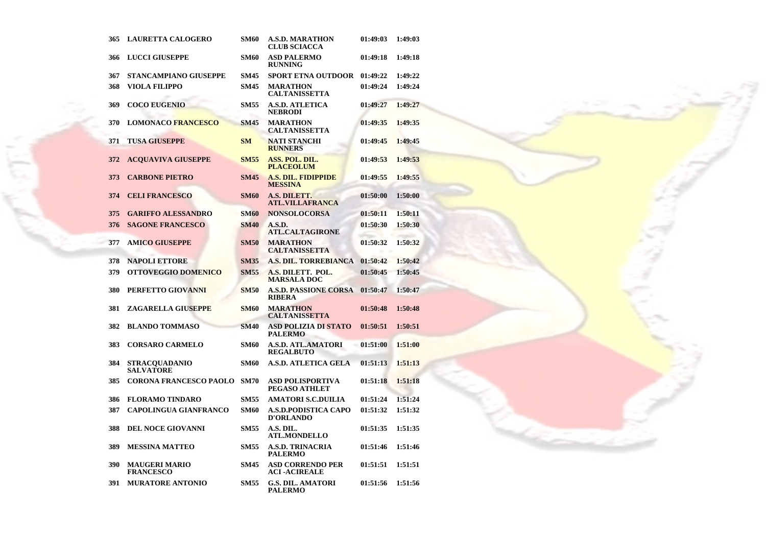| | | | | | |
|---|---|---|---|---|---|
| 365 | LAURETTA CALOGERO | SM60 | A.S.D. MARATHON CLUB SCIACCA | 01:49:03 | 1:49:03 |
| 366 | LUCCI GIUSEPPE | SM60 | ASD PALERMO RUNNING | 01:49:18 | 1:49:18 |
| 367 | STANCAMPIANO GIUSEPPE | SM45 | SPORT ETNA OUTDOOR | 01:49:22 | 1:49:22 |
| 368 | VIOLA FILIPPO | SM45 | MARATHON CALTANISSETTA | 01:49:24 | 1:49:24 |
| 369 | COCO EUGENIO | SM55 | A.S.D. ATLETICA NEBRODI | 01:49:27 | 1:49:27 |
| 370 | LOMONACO FRANCESCO | SM45 | MARATHON CALTANISSETTA | 01:49:35 | 1:49:35 |
| 371 | TUSA GIUSEPPE | SM | NATI STANCHI RUNNERS | 01:49:45 | 1:49:45 |
| 372 | ACQUAVIVA GIUSEPPE | SM55 | ASS. POL. DIL. PLACEOLUM | 01:49:53 | 1:49:53 |
| 373 | CARBONE PIETRO | SM45 | A.S. DIL. FIDIPPIDE MESSINA | 01:49:55 | 1:49:55 |
| 374 | CELI FRANCESCO | SM60 | A.S. DILETT. ATL.VILLAFRANCA | 01:50:00 | 1:50:00 |
| 375 | GARIFFO ALESSANDRO | SM60 | NONSOLOCORSA | 01:50:11 | 1:50:11 |
| 376 | SAGONE FRANCESCO | SM40 | A.S.D. ATL.CALTAGIRONE | 01:50:30 | 1:50:30 |
| 377 | AMICO GIUSEPPE | SM50 | MARATHON CALTANISSETTA | 01:50:32 | 1:50:32 |
| 378 | NAPOLI ETTORE | SM35 | A.S. DIL. TORREBIANCA | 01:50:42 | 1:50:42 |
| 379 | OTTOVEGGIO DOMENICO | SM55 | A.S. DILETT. POL. MARSALA DOC | 01:50:45 | 1:50:45 |
| 380 | PERFETTO GIOVANNI | SM50 | A.S.D. PASSIONE CORSA RIBERA | 01:50:47 | 1:50:47 |
| 381 | ZAGARELLA GIUSEPPE | SM60 | MARATHON CALTANISSETTA | 01:50:48 | 1:50:48 |
| 382 | BLANDO TOMMASO | SM40 | ASD POLIZIA DI STATO PALERMO | 01:50:51 | 1:50:51 |
| 383 | CORSARO CARMELO | SM60 | A.S.D. ATL.AMATORI REGALBUTO | 01:51:00 | 1:51:00 |
| 384 | STRACQUADANIO SALVATORE | SM60 | A.S.D. ATLETICA GELA | 01:51:13 | 1:51:13 |
| 385 | CORONA FRANCESCO PAOLO | SM70 | ASD POLISPORTIVA PEGASO ATHLET | 01:51:18 | 1:51:18 |
| 386 | FLORAMO TINDARO | SM55 | AMATORI S.C.DUILIA | 01:51:24 | 1:51:24 |
| 387 | CAPOLINGUA GIANFRANCO | SM60 | A.S.D.PODISTICA CAPO D'ORLANDO | 01:51:32 | 1:51:32 |
| 388 | DEL NOCE GIOVANNI | SM55 | A.S. DIL. ATL.MONDELLO | 01:51:35 | 1:51:35 |
| 389 | MESSINA MATTEO | SM55 | A.S.D. TRINACRIA PALERMO | 01:51:46 | 1:51:46 |
| 390 | MAUGERI MARIO FRANCESCO | SM45 | ASD CORRENDO PER ACI -ACIREALE | 01:51:51 | 1:51:51 |
| 391 | MURATORE ANTONIO | SM55 | G.S. DIL. AMATORI PALERMO | 01:51:56 | 1:51:56 |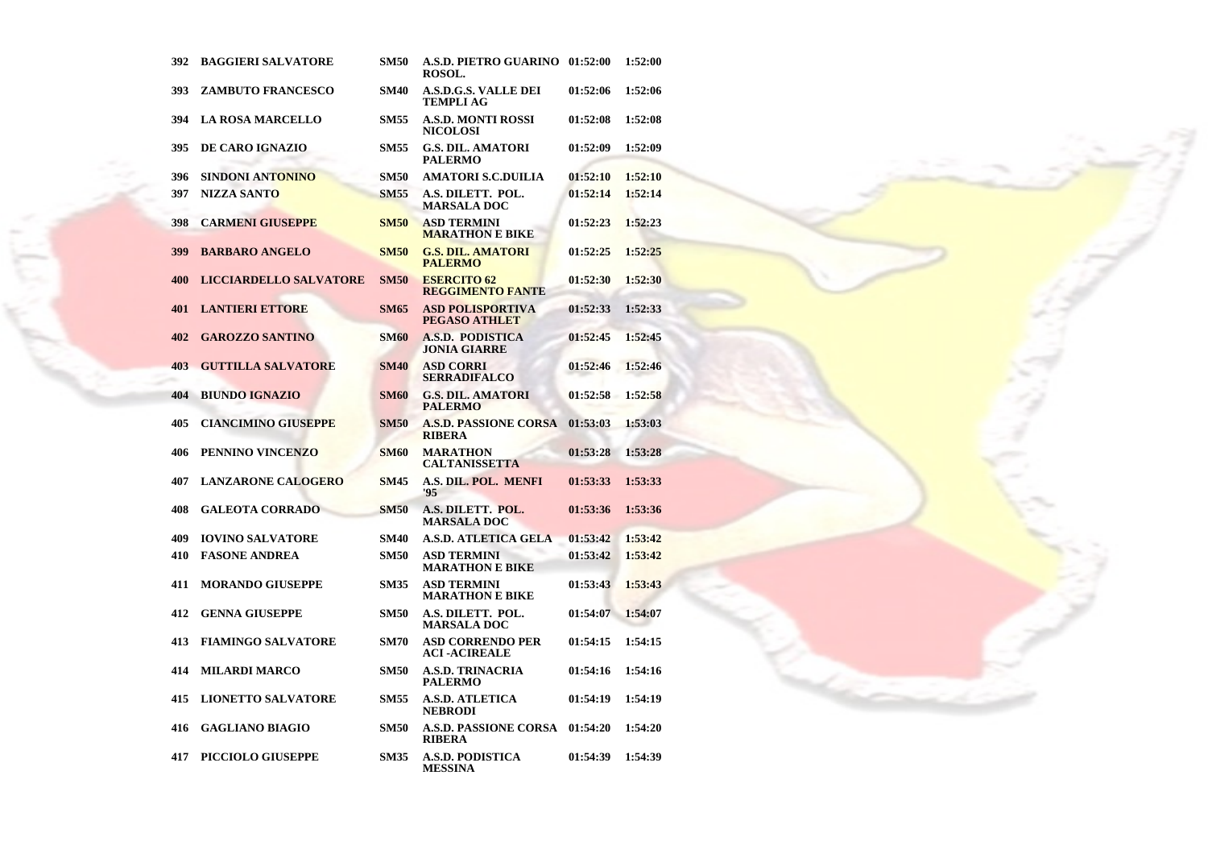| | | | | | |
|---|---|---|---|---|---|
| 392 | BAGGIERI SALVATORE | SM50 | A.S.D. PIETRO GUARINO ROSOL. | 01:52:00 | 1:52:00 |
| 393 | ZAMBUTO FRANCESCO | SM40 | A.S.D.G.S. VALLE DEI TEMPLI AG | 01:52:06 | 1:52:06 |
| 394 | LA ROSA MARCELLO | SM55 | A.S.D. MONTI ROSSI NICOLOSI | 01:52:08 | 1:52:08 |
| 395 | DE CARO IGNAZIO | SM55 | G.S. DIL. AMATORI PALERMO | 01:52:09 | 1:52:09 |
| 396 | SINDONI ANTONINO | SM50 | AMATORI S.C.DUILIA | 01:52:10 | 1:52:10 |
| 397 | NIZZA SANTO | SM55 | A.S. DILETT. POL. MARSALA DOC | 01:52:14 | 1:52:14 |
| 398 | CARMENI GIUSEPPE | SM50 | ASD TERMINI MARATHON E BIKE | 01:52:23 | 1:52:23 |
| 399 | BARBARO ANGELO | SM50 | G.S. DIL. AMATORI PALERMO | 01:52:25 | 1:52:25 |
| 400 | LICCIARDELLO SALVATORE | SM50 | ESERCITO 62 REGGIMENTO FANTE | 01:52:30 | 1:52:30 |
| 401 | LANTIERI ETTORE | SM65 | ASD POLISPORTIVA PEGASO ATHLET | 01:52:33 | 1:52:33 |
| 402 | GAROZZO SANTINO | SM60 | A.S.D. PODISTICA JONIA GIARRE | 01:52:45 | 1:52:45 |
| 403 | GUTTILLA SALVATORE | SM40 | ASD CORRI SERRADIFALCO | 01:52:46 | 1:52:46 |
| 404 | BIUNDO IGNAZIO | SM60 | G.S. DIL. AMATORI PALERMO | 01:52:58 | 1:52:58 |
| 405 | CIANCIMINO GIUSEPPE | SM50 | A.S.D. PASSIONE CORSA RIBERA | 01:53:03 | 1:53:03 |
| 406 | PENNINO VINCENZO | SM60 | MARATHON CALTANISSETTA | 01:53:28 | 1:53:28 |
| 407 | LANZARONE CALOGERO | SM45 | A.S. DIL. POL. MENFI '95 | 01:53:33 | 1:53:33 |
| 408 | GALEOTA CORRADO | SM50 | A.S. DILETT. POL. MARSALA DOC | 01:53:36 | 1:53:36 |
| 409 | IOVINO SALVATORE | SM40 | A.S.D. ATLETICA GELA | 01:53:42 | 1:53:42 |
| 410 | FASONE ANDREA | SM50 | ASD TERMINI MARATHON E BIKE | 01:53:42 | 1:53:42 |
| 411 | MORANDO GIUSEPPE | SM35 | ASD TERMINI MARATHON E BIKE | 01:53:43 | 1:53:43 |
| 412 | GENNA GIUSEPPE | SM50 | A.S. DILETT. POL. MARSALA DOC | 01:54:07 | 1:54:07 |
| 413 | FIAMINGO SALVATORE | SM70 | ASD CORRENDO PER ACI -ACIREALE | 01:54:15 | 1:54:15 |
| 414 | MILARDI MARCO | SM50 | A.S.D. TRINACRIA PALERMO | 01:54:16 | 1:54:16 |
| 415 | LIONETTO SALVATORE | SM55 | A.S.D. ATLETICA NEBRODI | 01:54:19 | 1:54:19 |
| 416 | GAGLIANO BIAGIO | SM50 | A.S.D. PASSIONE CORSA RIBERA | 01:54:20 | 1:54:20 |
| 417 | PICCIOLO GIUSEPPE | SM35 | A.S.D. PODISTICA MESSINA | 01:54:39 | 1:54:39 |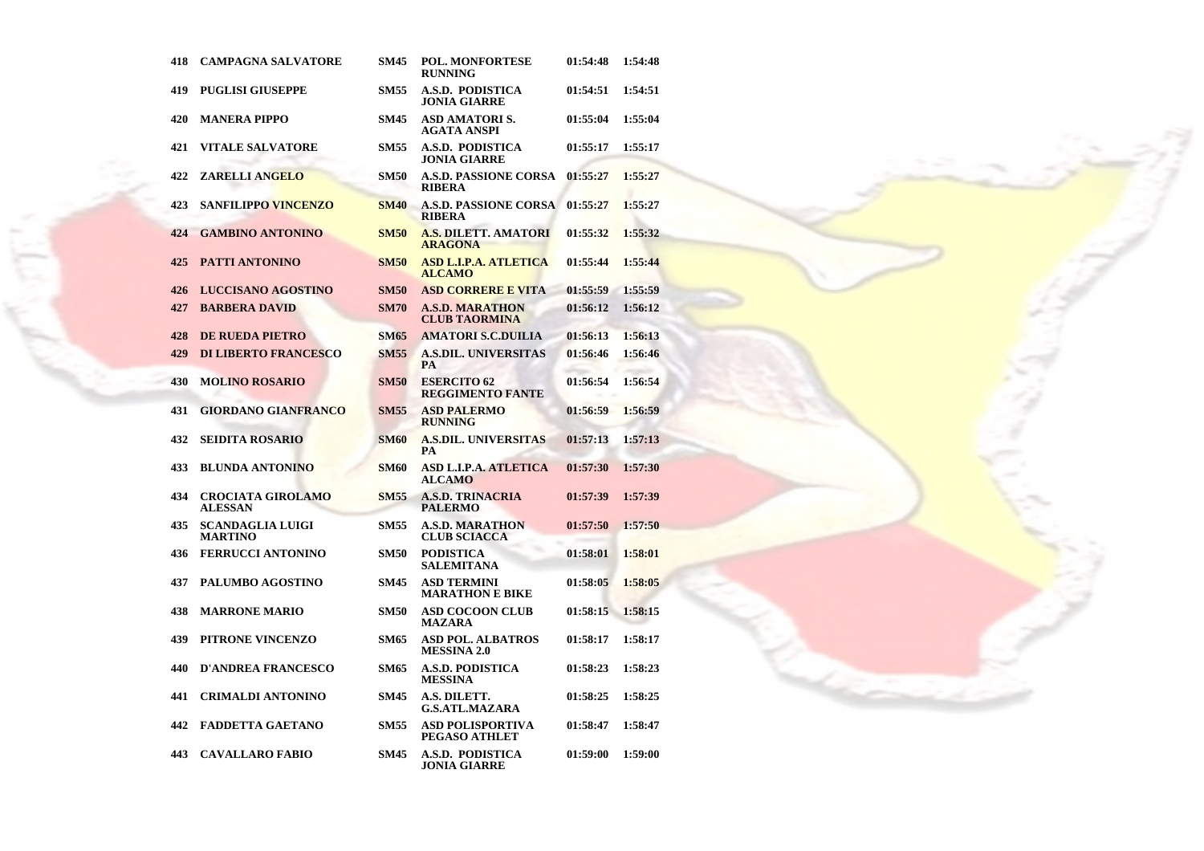| 418 | CAMPAGNA SALVATORE | SM45 | POL. MONFORTESE RUNNING | 01:54:48 | 1:54:48 |
|---|---|---|---|---|---|
| 419 | PUGLISI GIUSEPPE | SM55 | A.S.D. PODISTICA JONIA GIARRE | 01:54:51 | 1:54:51 |
| 420 | MANERA PIPPO | SM45 | ASD AMATORI S. AGATA ANSPI | 01:55:04 | 1:55:04 |
| 421 | VITALE SALVATORE | SM55 | A.S.D. PODISTICA JONIA GIARRE | 01:55:17 | 1:55:17 |
| 422 | ZARELLI ANGELO | SM50 | A.S.D. PASSIONE CORSA RIBERA | 01:55:27 | 1:55:27 |
| 423 | SANFILIPPO VINCENZO | SM40 | A.S.D. PASSIONE CORSA RIBERA | 01:55:27 | 1:55:27 |
| 424 | GAMBINO ANTONINO | SM50 | A.S. DILETT. AMATORI ARAGONA | 01:55:32 | 1:55:32 |
| 425 | PATTI ANTONINO | SM50 | ASD L.I.P.A. ATLETICA ALCAMO | 01:55:44 | 1:55:44 |
| 426 | LUCCISANO AGOSTINO | SM50 | ASD CORRERE E VITA | 01:55:59 | 1:55:59 |
| 427 | BARBERA DAVID | SM70 | A.S.D. MARATHON CLUB TAORMINA | 01:56:12 | 1:56:12 |
| 428 | DE RUEDA PIETRO | SM65 | AMATORI S.C.DUILIA | 01:56:13 | 1:56:13 |
| 429 | DI LIBERTO FRANCESCO | SM55 | A.S.DIL. UNIVERSITAS PA | 01:56:46 | 1:56:46 |
| 430 | MOLINO ROSARIO | SM50 | ESERCITO 62 REGGIMENTO FANTE | 01:56:54 | 1:56:54 |
| 431 | GIORDANO GIANFRANCO | SM55 | ASD PALERMO RUNNING | 01:56:59 | 1:56:59 |
| 432 | SEIDITA ROSARIO | SM60 | A.S.DIL. UNIVERSITAS PA | 01:57:13 | 1:57:13 |
| 433 | BLUNDA ANTONINO | SM60 | ASD L.I.P.A. ATLETICA ALCAMO | 01:57:30 | 1:57:30 |
| 434 | CROCIATA GIROLAMO ALESSAN | SM55 | A.S.D. TRINACRIA PALERMO | 01:57:39 | 1:57:39 |
| 435 | SCANDAGLIA LUIGI MARTINO | SM55 | A.S.D. MARATHON CLUB SCIACCA | 01:57:50 | 1:57:50 |
| 436 | FERRUCCI ANTONINO | SM50 | PODISTICA SALEMITANA | 01:58:01 | 1:58:01 |
| 437 | PALUMBO AGOSTINO | SM45 | ASD TERMINI MARATHON E BIKE | 01:58:05 | 1:58:05 |
| 438 | MARRONE MARIO | SM50 | ASD COCOON CLUB MAZARA | 01:58:15 | 1:58:15 |
| 439 | PITRONE VINCENZO | SM65 | ASD POL. ALBATROS MESSINA 2.0 | 01:58:17 | 1:58:17 |
| 440 | D'ANDREA FRANCESCO | SM65 | A.S.D. PODISTICA MESSINA | 01:58:23 | 1:58:23 |
| 441 | CRIMALDI ANTONINO | SM45 | A.S. DILETT. G.S.ATL.MAZARA | 01:58:25 | 1:58:25 |
| 442 | FADDETTA GAETANO | SM55 | ASD POLISPORTIVA PEGASO ATHLET | 01:58:47 | 1:58:47 |
| 443 | CAVALLARO FABIO | SM45 | A.S.D. PODISTICA JONIA GIARRE | 01:59:00 | 1:59:00 |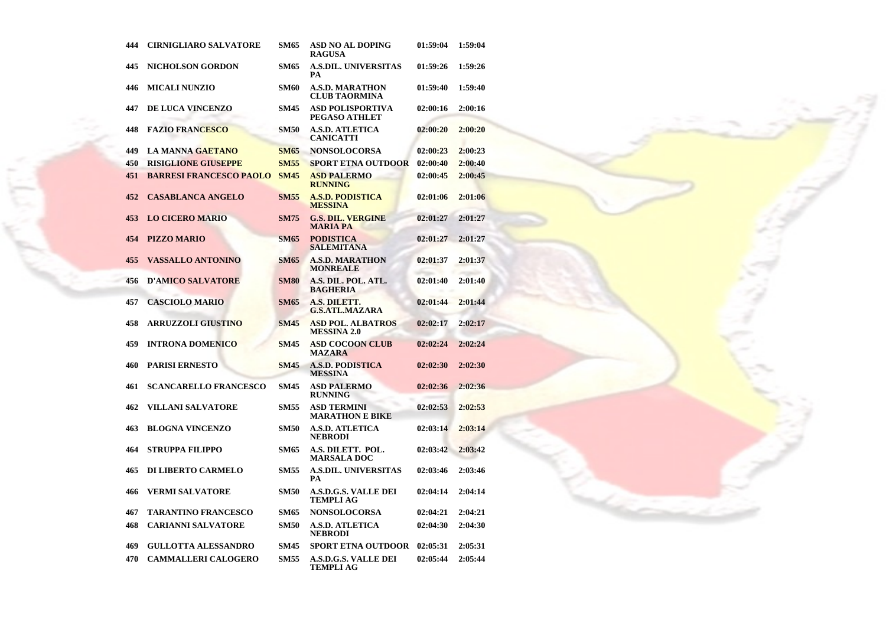| 444 | CIRNIGLIARO SALVATORE | SM65 | ASD NO AL DOPING RAGUSA | 01:59:04 | 1:59:04 |
|---|---|---|---|---|---|
| 445 | NICHOLSON GORDON | SM65 | A.S.DIL. UNIVERSITAS PA | 01:59:26 | 1:59:26 |
| 446 | MICALI NUNZIO | SM60 | A.S.D. MARATHON CLUB TAORMINA | 01:59:40 | 1:59:40 |
| 447 | DE LUCA VINCENZO | SM45 | ASD POLISPORTIVA PEGASO ATHLET | 02:00:16 | 2:00:16 |
| 448 | FAZIO FRANCESCO | SM50 | A.S.D. ATLETICA CANICATTI | 02:00:20 | 2:00:20 |
| 449 | LA MANNA GAETANO | SM65 | NONSOLOCORSA | 02:00:23 | 2:00:23 |
| 450 | RISIGLIONE GIUSEPPE | SM55 | SPORT ETNA OUTDOOR | 02:00:40 | 2:00:40 |
| 451 | BARRESI FRANCESCO PAOLO | SM45 | ASD PALERMO RUNNING | 02:00:45 | 2:00:45 |
| 452 | CASABLANCA ANGELO | SM55 | A.S.D. PODISTICA MESSINA | 02:01:06 | 2:01:06 |
| 453 | LO CICERO MARIO | SM75 | G.S. DIL. VERGINE MARIA PA | 02:01:27 | 2:01:27 |
| 454 | PIZZO MARIO | SM65 | PODISTICA SALEMITANA | 02:01:27 | 2:01:27 |
| 455 | VASSALLO ANTONINO | SM65 | A.S.D. MARATHON MONREALE | 02:01:37 | 2:01:37 |
| 456 | D'AMICO SALVATORE | SM80 | A.S. DIL. POL. ATL. BAGHERIA | 02:01:40 | 2:01:40 |
| 457 | CASCIOLO MARIO | SM65 | A.S. DILETT. G.S.ATL.MAZARA | 02:01:44 | 2:01:44 |
| 458 | ARRUZZOLI GIUSTINO | SM45 | ASD POL. ALBATROS MESSINA 2.0 | 02:02:17 | 2:02:17 |
| 459 | INTRONA DOMENICO | SM45 | ASD COCOON CLUB MAZARA | 02:02:24 | 2:02:24 |
| 460 | PARISI ERNESTO | SM45 | A.S.D. PODISTICA MESSINA | 02:02:30 | 2:02:30 |
| 461 | SCANCARELLO FRANCESCO | SM45 | ASD PALERMO RUNNING | 02:02:36 | 2:02:36 |
| 462 | VILLANI SALVATORE | SM55 | ASD TERMINI MARATHON E BIKE | 02:02:53 | 2:02:53 |
| 463 | BLOGNA VINCENZO | SM50 | A.S.D. ATLETICA NEBRODI | 02:03:14 | 2:03:14 |
| 464 | STRUPPA FILIPPO | SM65 | A.S. DILETT. POL. MARSALA DOC | 02:03:42 | 2:03:42 |
| 465 | DI LIBERTO CARMELO | SM55 | A.S.DIL. UNIVERSITAS PA | 02:03:46 | 2:03:46 |
| 466 | VERMI SALVATORE | SM50 | A.S.D.G.S. VALLE DEI TEMPLI AG | 02:04:14 | 2:04:14 |
| 467 | TARANTINO FRANCESCO | SM65 | NONSOLOCORSA | 02:04:21 | 2:04:21 |
| 468 | CARIANNI SALVATORE | SM50 | A.S.D. ATLETICA NEBRODI | 02:04:30 | 2:04:30 |
| 469 | GULLOTTA ALESSANDRO | SM45 | SPORT ETNA OUTDOOR | 02:05:31 | 2:05:31 |
| 470 | CAMMALLERI CALOGERO | SM55 | A.S.D.G.S. VALLE DEI TEMPLI AG | 02:05:44 | 2:05:44 |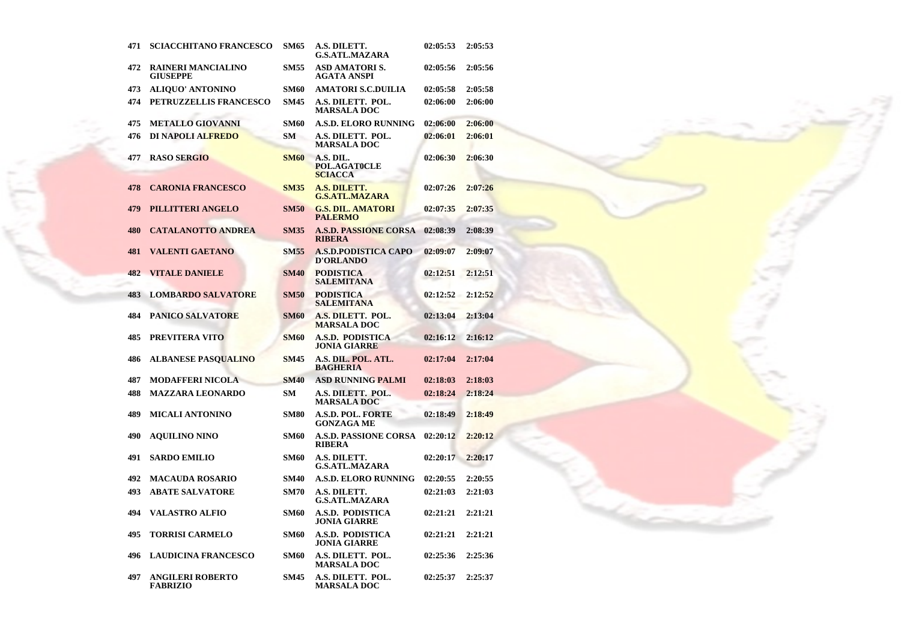| | | | | | |
|---|---|---|---|---|---|
| 471 | SCIACCHITANO FRANCESCO | SM65 | A.S. DILETT. G.S.ATL.MAZARA | 02:05:53 | 2:05:53 |
| 472 | RAINERI MANCIALINO GIUSEPPE | SM55 | ASD AMATORI S. AGATA ANSPI | 02:05:56 | 2:05:56 |
| 473 | ALIQUO' ANTONINO | SM60 | AMATORI S.C.DUILIA | 02:05:58 | 2:05:58 |
| 474 | PETRUZZELLIS FRANCESCO | SM45 | A.S. DILETT. POL. MARSALA DOC | 02:06:00 | 2:06:00 |
| 475 | METALLO GIOVANNI | SM60 | A.S.D. ELORO RUNNING | 02:06:00 | 2:06:00 |
| 476 | DI NAPOLI ALFREDO | SM | A.S. DILETT. POL. MARSALA DOC | 02:06:01 | 2:06:01 |
| 477 | RASO SERGIO | SM60 | A.S. DIL. POL.AGAT0CLE SCIACCA | 02:06:30 | 2:06:30 |
| 478 | CARONIA FRANCESCO | SM35 | A.S. DILETT. G.S.ATL.MAZARA | 02:07:26 | 2:07:26 |
| 479 | PILLITTERI ANGELO | SM50 | G.S. DIL. AMATORI PALERMO | 02:07:35 | 2:07:35 |
| 480 | CATALANOTTO ANDREA | SM35 | A.S.D. PASSIONE CORSA RIBERA | 02:08:39 | 2:08:39 |
| 481 | VALENTI GAETANO | SM55 | A.S.D.PODISTICA CAPO D'ORLANDO | 02:09:07 | 2:09:07 |
| 482 | VITALE DANIELE | SM40 | PODISTICA SALEMITANA | 02:12:51 | 2:12:51 |
| 483 | LOMBARDO SALVATORE | SM50 | PODISTICA SALEMITANA | 02:12:52 | 2:12:52 |
| 484 | PANICO SALVATORE | SM60 | A.S. DILETT. POL. MARSALA DOC | 02:13:04 | 2:13:04 |
| 485 | PREVITERA VITO | SM60 | A.S.D. PODISTICA JONIA GIARRE | 02:16:12 | 2:16:12 |
| 486 | ALBANESE PASQUALINO | SM45 | A.S. DIL. POL. ATL. BAGHERIA | 02:17:04 | 2:17:04 |
| 487 | MODAFFERI NICOLA | SM40 | ASD RUNNING PALMI | 02:18:03 | 2:18:03 |
| 488 | MAZZARA LEONARDO | SM | A.S. DILETT. POL. MARSALA DOC | 02:18:24 | 2:18:24 |
| 489 | MICALI ANTONINO | SM80 | A.S.D. POL. FORTE GONZAGA ME | 02:18:49 | 2:18:49 |
| 490 | AQUILINO NINO | SM60 | A.S.D. PASSIONE CORSA RIBERA | 02:20:12 | 2:20:12 |
| 491 | SARDO EMILIO | SM60 | A.S. DILETT. G.S.ATL.MAZARA | 02:20:17 | 2:20:17 |
| 492 | MACAUDA ROSARIO | SM40 | A.S.D. ELORO RUNNING | 02:20:55 | 2:20:55 |
| 493 | ABATE SALVATORE | SM70 | A.S. DILETT. G.S.ATL.MAZARA | 02:21:03 | 2:21:03 |
| 494 | VALASTRO ALFIO | SM60 | A.S.D. PODISTICA JONIA GIARRE | 02:21:21 | 2:21:21 |
| 495 | TORRISI CARMELO | SM60 | A.S.D. PODISTICA JONIA GIARRE | 02:21:21 | 2:21:21 |
| 496 | LAUDICINA FRANCESCO | SM60 | A.S. DILETT. POL. MARSALA DOC | 02:25:36 | 2:25:36 |
| 497 | ANGILERI ROBERTO FABRIZIO | SM45 | A.S. DILETT. POL. MARSALA DOC | 02:25:37 | 2:25:37 |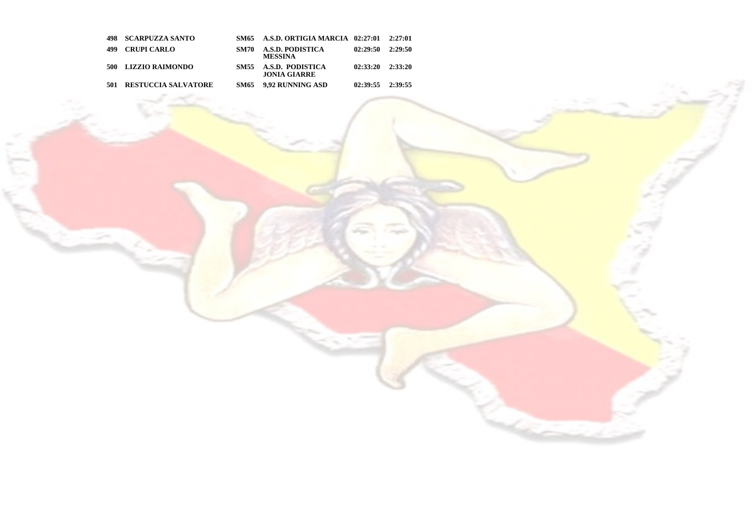| | | | | | |
|---|---|---|---|---|---|
| 498 | SCARPUZZA SANTO | SM65 | A.S.D. ORTIGIA MARCIA | 02:27:01 | 2:27:01 |
| 499 | CRUPI CARLO | SM70 | A.S.D. PODISTICA MESSINA | 02:29:50 | 2:29:50 |
| 500 | LIZZIO RAIMONDO | SM55 | A.S.D. PODISTICA JONIA GIARRE | 02:33:20 | 2:33:20 |
| 501 | RESTUCCIA SALVATORE | SM65 | 9,92 RUNNING ASD | 02:39:55 | 2:39:55 |